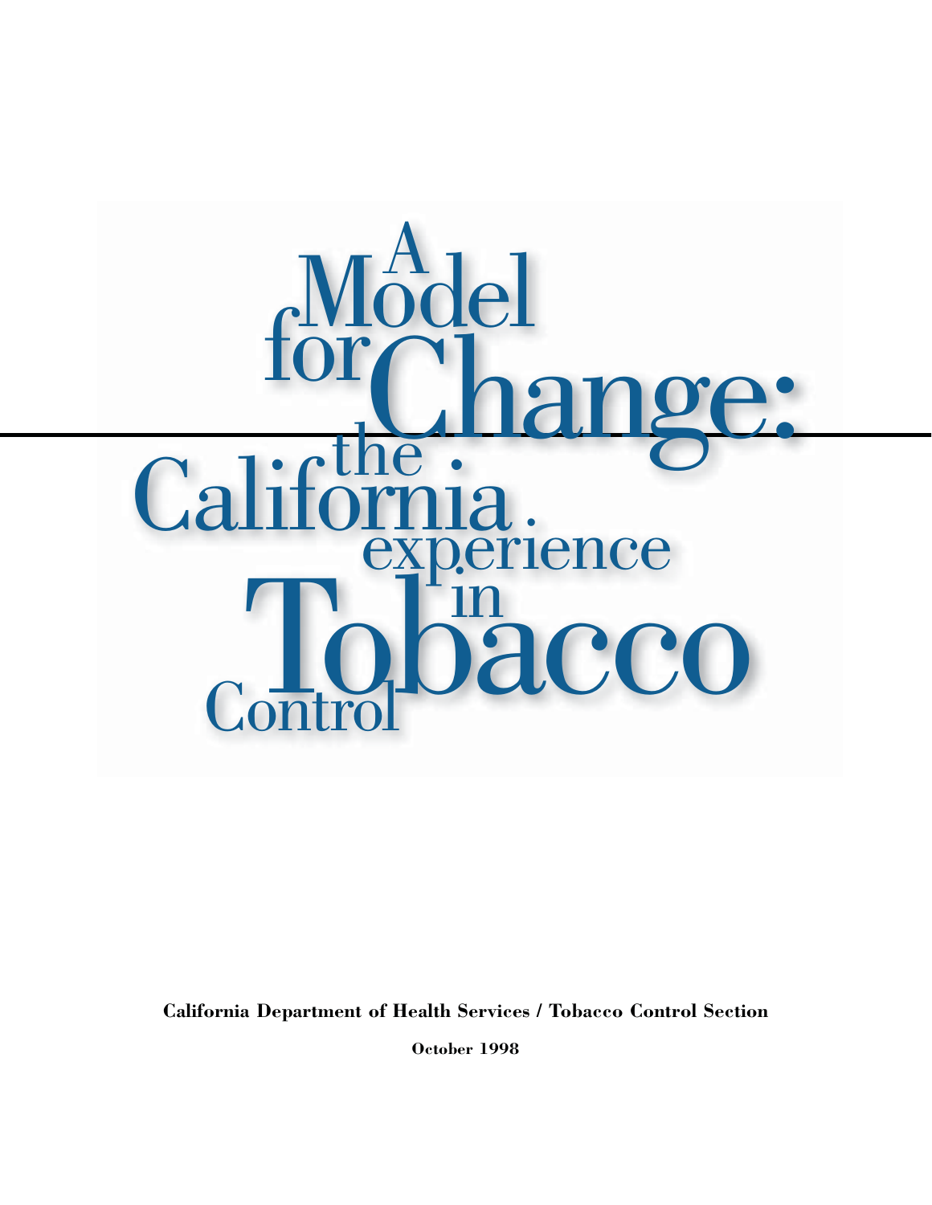# A Model for Change: the California experience in Tobacco Control

**California Department of Health Services / Tobacco Control Section**

**October 1998**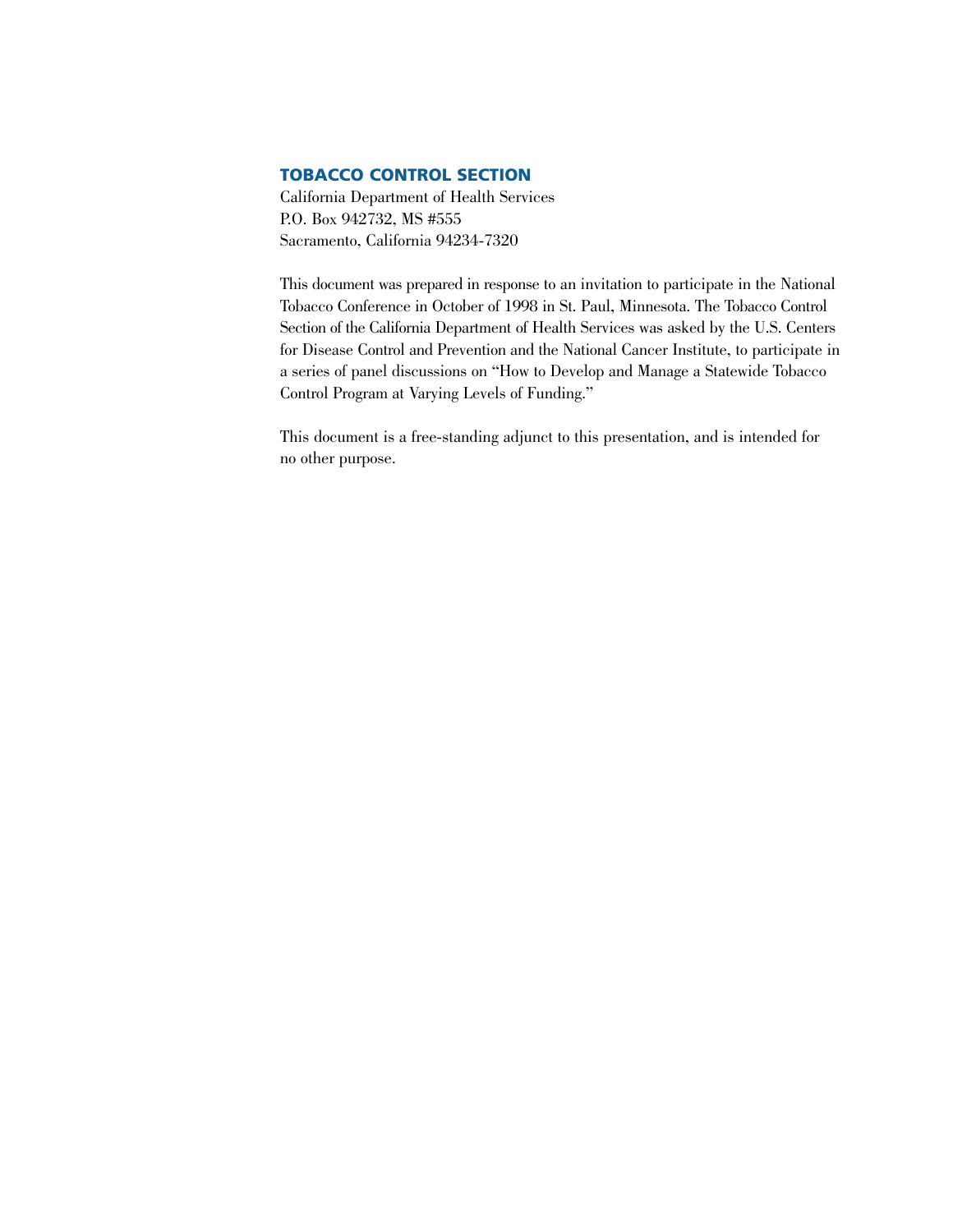### TOBACCO CONTROL SECTION

California Department of Health Services
P.O. Box 942732, MS #555
Sacramento, California 94234-7320

This document was prepared in response to an invitation to participate in the National Tobacco Conference in October of 1998 in St. Paul, Minnesota. The Tobacco Control Section of the California Department of Health Services was asked by the U.S. Centers for Disease Control and Prevention and the National Cancer Institute, to participate in a series of panel discussions on "How to Develop and Manage a Statewide Tobacco Control Program at Varying Levels of Funding."

This document is a free-standing adjunct to this presentation, and is intended for no other purpose.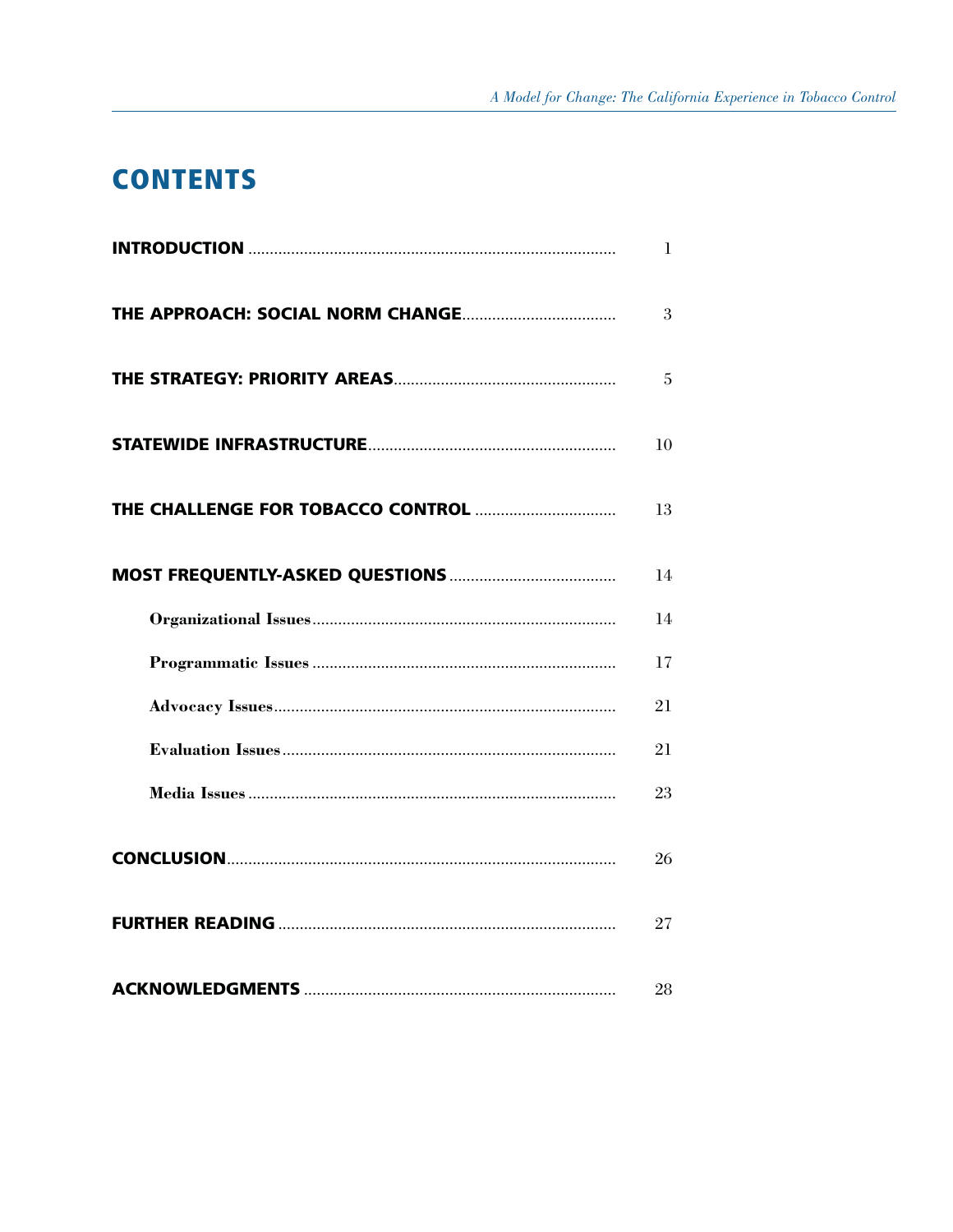# CONTENTS

**INTRODUCTION** ........................................................................ 1

**THE APPROACH: SOCIAL NORM CHANGE** .................................... 3

**THE STRATEGY: PRIORITY AREAS** .................................................... 5

**STATEWIDE INFRASTRUCTURE** .......................................................... 10

**THE CHALLENGE FOR TOBACCO CONTROL** ................................. 13

**MOST FREQUENTLY-ASKED QUESTIONS** ....................................... 14

- **Organizational Issues** ...................................................................... 14
- **Programmatic Issues** ...................................................................... 17
- **Advocacy Issues** ................................................................................ 21
- **Evaluation Issues** ............................................................................. 21
- **Media Issues** ..................................................................................... 23

**CONCLUSION** ........................................................................................... 26

**FURTHER READING** ............................................................................... 27

**ACKNOWLEDGMENTS** ......................................................................... 28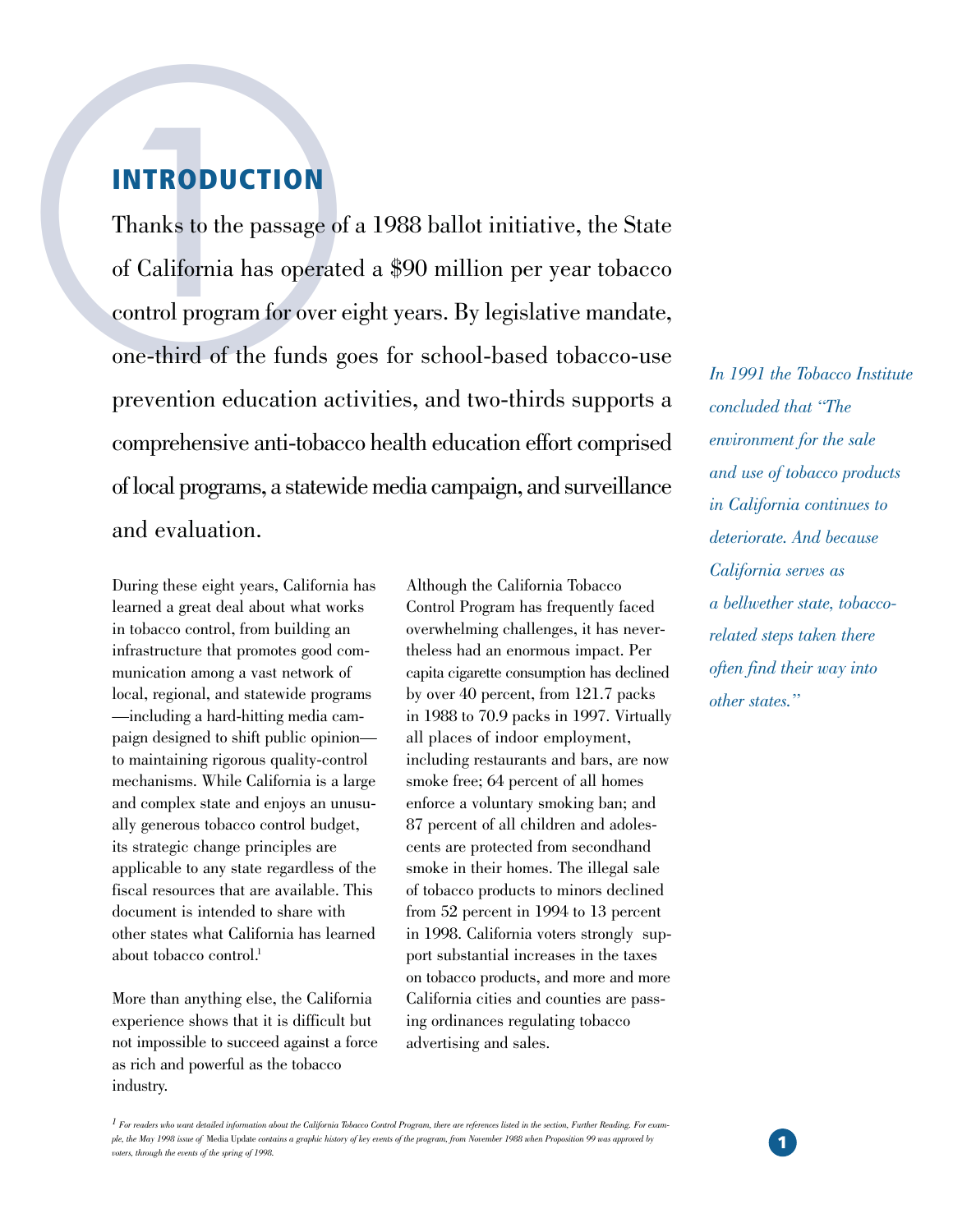# INTRODUCTION

Thanks to the passage of a 1988 ballot initiative, the State of California has operated a $90 million per year tobacco control program for over eight years. By legislative mandate, one-third of the funds goes for school-based tobacco-use prevention education activities, and two-thirds supports a comprehensive anti-tobacco health education effort comprised of local programs, a statewide media campaign, and surveillance and evaluation.

*In 1991 the Tobacco Institute concluded that "The environment for the sale and use of tobacco products in California continues to deteriorate. And because California serves as a bellwether state, tobacco-related steps taken there often find their way into other states."*

During these eight years, California has learned a great deal about what works in tobacco control, from building an infrastructure that promotes good communication among a vast network of local, regional, and statewide programs—including a hard-hitting media campaign designed to shift public opinion—to maintaining rigorous quality-control mechanisms. While California is a large and complex state and enjoys an unusually generous tobacco control budget, its strategic change principles are applicable to any state regardless of the fiscal resources that are available. This document is intended to share with other states what California has learned about tobacco control.[1]

More than anything else, the California experience shows that it is difficult but not impossible to succeed against a force as rich and powerful as the tobacco industry.

Although the California Tobacco Control Program has frequently faced overwhelming challenges, it has nevertheless had an enormous impact. Per capita cigarette consumption has declined by over 40 percent, from 121.7 packs in 1988 to 70.9 packs in 1997. Virtually all places of indoor employment, including restaurants and bars, are now smoke free; 64 percent of all homes enforce a voluntary smoking ban; and 87 percent of all children and adolescents are protected from secondhand smoke in their homes. The illegal sale of tobacco products to minors declined from 52 percent in 1994 to 13 percent in 1998. California voters strongly support substantial increases in the taxes on tobacco products, and more and more California cities and counties are passing ordinances regulating tobacco advertising and sales.

[1] *For readers who want detailed information about the California Tobacco Control Program, there are references listed in the section, Further Reading. For example, the May 1998 issue of* Media Update *contains a graphic history of key events of the program, from November 1988 when Proposition 99 was approved by voters, through the events of the spring of 1998.*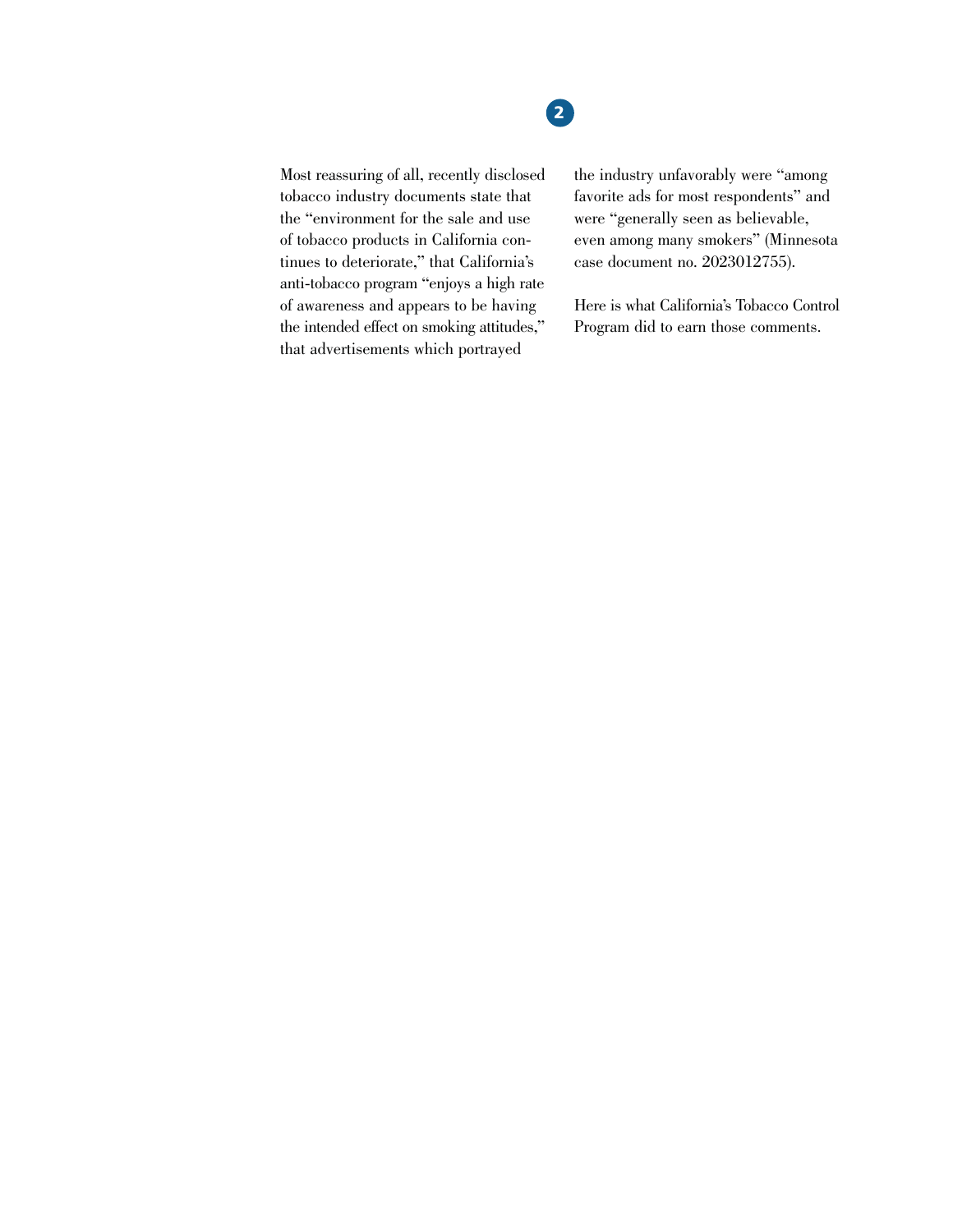Most reassuring of all, recently disclosed tobacco industry documents state that the "environment for the sale and use of tobacco products in California continues to deteriorate," that California's anti-tobacco program "enjoys a high rate of awareness and appears to be having the intended effect on smoking attitudes," that advertisements which portrayed the industry unfavorably were "among favorite ads for most respondents" and were "generally seen as believable, even among many smokers" (Minnesota case document no. 2023012755).

Here is what California's Tobacco Control Program did to earn those comments.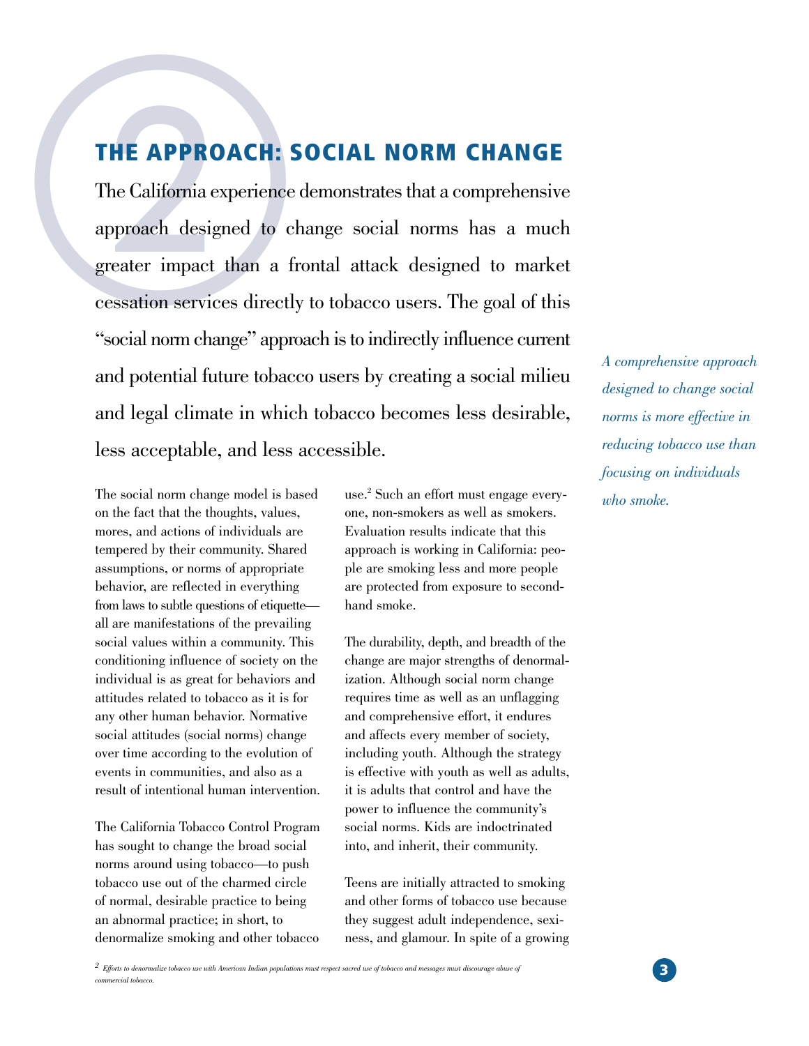## THE APPROACH: SOCIAL NORM CHANGE

The California experience demonstrates that a comprehensive approach designed to change social norms has a much greater impact than a frontal attack designed to market cessation services directly to tobacco users. The goal of this "social norm change" approach is to indirectly influence current and potential future tobacco users by creating a social milieu and legal climate in which tobacco becomes less desirable, less acceptable, and less accessible.

*A comprehensive approach designed to change social norms is more effective in reducing tobacco use than focusing on individuals who smoke.*

The social norm change model is based on the fact that the thoughts, values, mores, and actions of individuals are tempered by their community. Shared assumptions, or norms of appropriate behavior, are reflected in everything from laws to subtle questions of etiquette—all are manifestations of the prevailing social values within a community. This conditioning influence of society on the individual is as great for behaviors and attitudes related to tobacco as it is for any other human behavior. Normative social attitudes (social norms) change over time according to the evolution of events in communities, and also as a result of intentional human intervention.

The California Tobacco Control Program has sought to change the broad social norms around using tobacco—to push tobacco use out of the charmed circle of normal, desirable practice to being an abnormal practice; in short, to denormalize smoking and other tobacco use.[2] Such an effort must engage everyone, non-smokers as well as smokers. Evaluation results indicate that this approach is working in California: people are smoking less and more people are protected from exposure to secondhand smoke.

The durability, depth, and breadth of the change are major strengths of denormalization. Although social norm change requires time as well as an unflagging and comprehensive effort, it endures and affects every member of society, including youth. Although the strategy is effective with youth as well as adults, it is adults that control and have the power to influence the community's social norms. Kids are indoctrinated into, and inherit, their community.

Teens are initially attracted to smoking and other forms of tobacco use because they suggest adult independence, sexiness, and glamour. In spite of a growing

[2] *Efforts to denormalize tobacco use with American Indian populations must respect sacred use of tobacco and messages must discourage abuse of commercial tobacco.*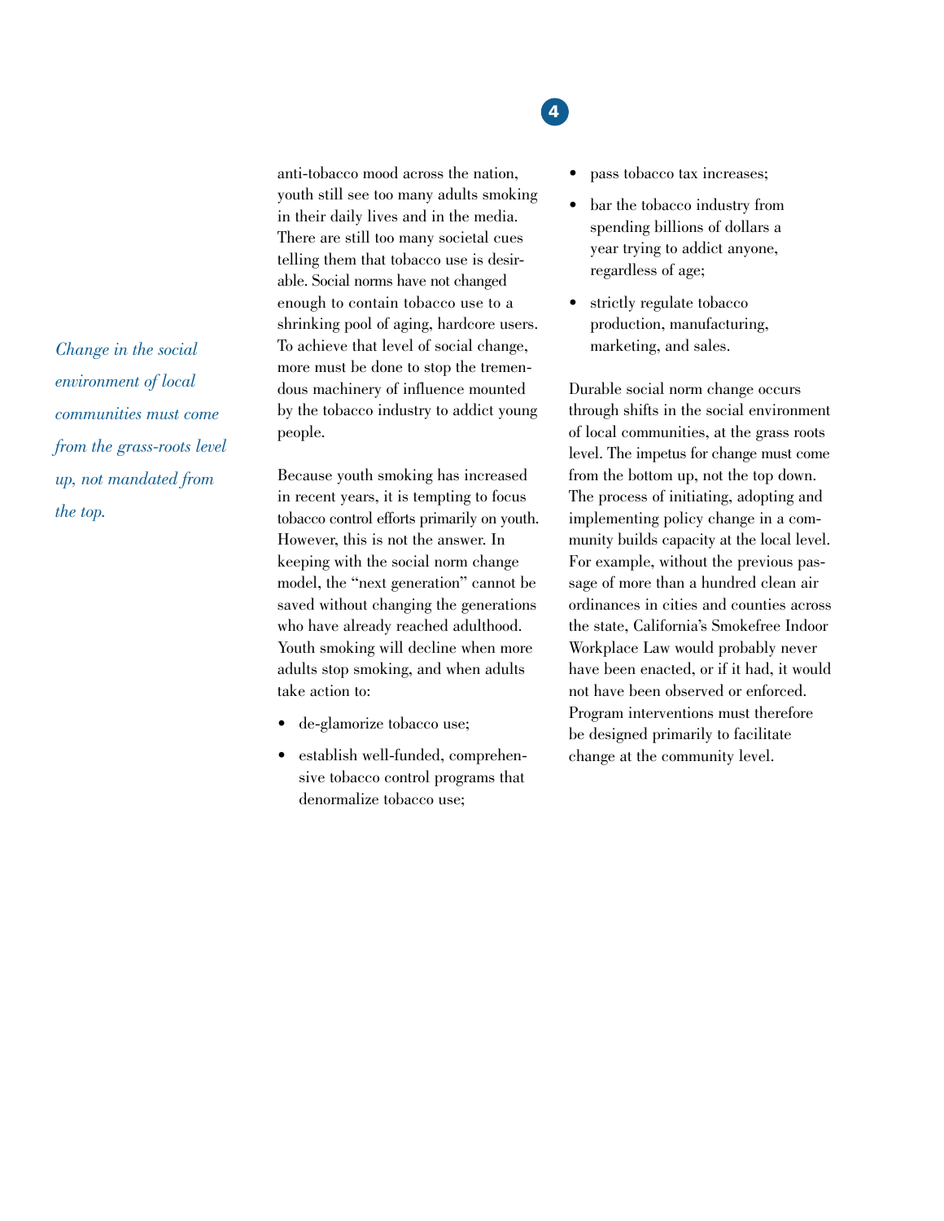*Change in the social environment of local communities must come from the grass-roots level up, not mandated from the top.*

anti-tobacco mood across the nation, youth still see too many adults smoking in their daily lives and in the media. There are still too many societal cues telling them that tobacco use is desirable. Social norms have not changed enough to contain tobacco use to a shrinking pool of aging, hardcore users. To achieve that level of social change, more must be done to stop the tremendous machinery of influence mounted by the tobacco industry to addict young people.

Because youth smoking has increased in recent years, it is tempting to focus tobacco control efforts primarily on youth. However, this is not the answer. In keeping with the social norm change model, the "next generation" cannot be saved without changing the generations who have already reached adulthood. Youth smoking will decline when more adults stop smoking, and when adults take action to:

- de-glamorize tobacco use;
- establish well-funded, comprehensive tobacco control programs that denormalize tobacco use;
- pass tobacco tax increases;
- bar the tobacco industry from spending billions of dollars a year trying to addict anyone, regardless of age;
- strictly regulate tobacco production, manufacturing, marketing, and sales.

Durable social norm change occurs through shifts in the social environment of local communities, at the grass roots level. The impetus for change must come from the bottom up, not the top down. The process of initiating, adopting and implementing policy change in a community builds capacity at the local level. For example, without the previous passage of more than a hundred clean air ordinances in cities and counties across the state, California's Smokefree Indoor Workplace Law would probably never have been enacted, or if it had, it would not have been observed or enforced. Program interventions must therefore be designed primarily to facilitate change at the community level.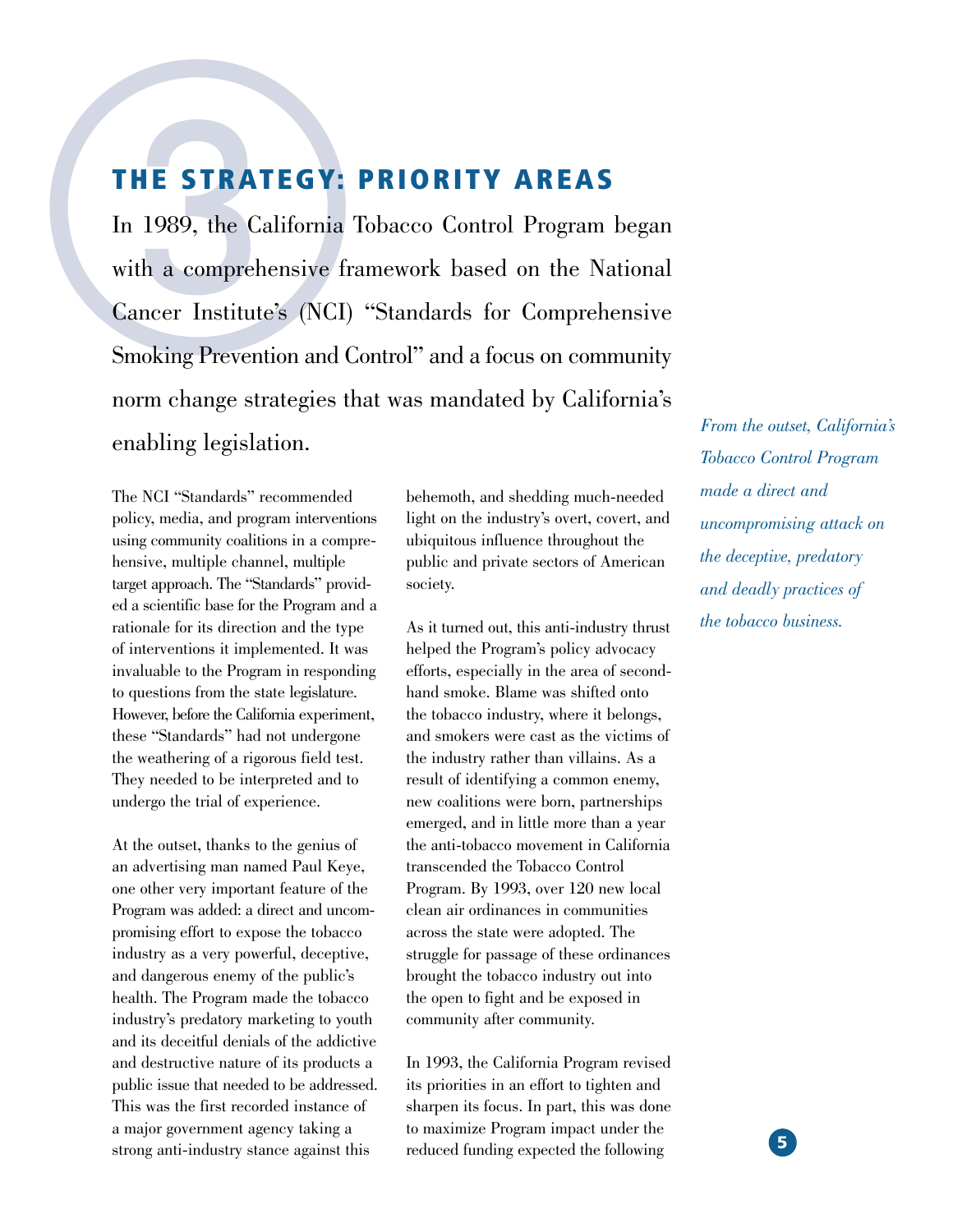# THE STRATEGY: PRIORITY AREAS

In 1989, the California Tobacco Control Program began with a comprehensive framework based on the National Cancer Institute's (NCI) "Standards for Comprehensive Smoking Prevention and Control" and a focus on community norm change strategies that was mandated by California's enabling legislation.

*From the outset, California's Tobacco Control Program made a direct and uncompromising attack on the deceptive, predatory and deadly practices of the tobacco business.*

The NCI "Standards" recommended policy, media, and program interventions using community coalitions in a comprehensive, multiple channel, multiple target approach. The "Standards" provided a scientific base for the Program and a rationale for its direction and the type of interventions it implemented. It was invaluable to the Program in responding to questions from the state legislature. However, before the California experiment, these "Standards" had not undergone the weathering of a rigorous field test. They needed to be interpreted and to undergo the trial of experience.

At the outset, thanks to the genius of an advertising man named Paul Keye, one other very important feature of the Program was added: a direct and uncompromising effort to expose the tobacco industry as a very powerful, deceptive, and dangerous enemy of the public's health. The Program made the tobacco industry's predatory marketing to youth and its deceitful denials of the addictive and destructive nature of its products a public issue that needed to be addressed. This was the first recorded instance of a major government agency taking a strong anti-industry stance against this behemoth, and shedding much-needed light on the industry's overt, covert, and ubiquitous influence throughout the public and private sectors of American society.

As it turned out, this anti-industry thrust helped the Program's policy advocacy efforts, especially in the area of secondhand smoke. Blame was shifted onto the tobacco industry, where it belongs, and smokers were cast as the victims of the industry rather than villains. As a result of identifying a common enemy, new coalitions were born, partnerships emerged, and in little more than a year the anti-tobacco movement in California transcended the Tobacco Control Program. By 1993, over 120 new local clean air ordinances in communities across the state were adopted. The struggle for passage of these ordinances brought the tobacco industry out into the open to fight and be exposed in community after community.

In 1993, the California Program revised its priorities in an effort to tighten and sharpen its focus. In part, this was done to maximize Program impact under the reduced funding expected the following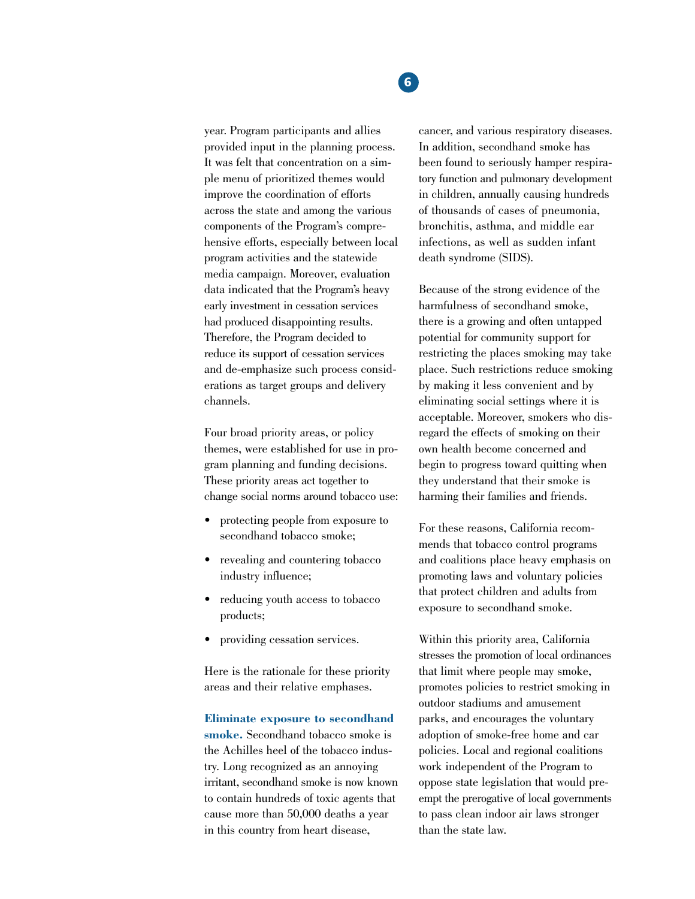year. Program participants and allies provided input in the planning process. It was felt that concentration on a simple menu of prioritized themes would improve the coordination of efforts across the state and among the various components of the Program's comprehensive efforts, especially between local program activities and the statewide media campaign. Moreover, evaluation data indicated that the Program's heavy early investment in cessation services had produced disappointing results. Therefore, the Program decided to reduce its support of cessation services and de-emphasize such process considerations as target groups and delivery channels.

Four broad priority areas, or policy themes, were established for use in program planning and funding decisions. These priority areas act together to change social norms around tobacco use:

- protecting people from exposure to secondhand tobacco smoke;
- revealing and countering tobacco industry influence;
- reducing youth access to tobacco products;
- providing cessation services.

Here is the rationale for these priority areas and their relative emphases.

**Eliminate exposure to secondhand smoke.** Secondhand tobacco smoke is the Achilles heel of the tobacco industry. Long recognized as an annoying irritant, secondhand smoke is now known to contain hundreds of toxic agents that cause more than 50,000 deaths a year in this country from heart disease, cancer, and various respiratory diseases. In addition, secondhand smoke has been found to seriously hamper respiratory function and pulmonary development in children, annually causing hundreds of thousands of cases of pneumonia, bronchitis, asthma, and middle ear infections, as well as sudden infant death syndrome (SIDS).

Because of the strong evidence of the harmfulness of secondhand smoke, there is a growing and often untapped potential for community support for restricting the places smoking may take place. Such restrictions reduce smoking by making it less convenient and by eliminating social settings where it is acceptable. Moreover, smokers who disregard the effects of smoking on their own health become concerned and begin to progress toward quitting when they understand that their smoke is harming their families and friends.

For these reasons, California recommends that tobacco control programs and coalitions place heavy emphasis on promoting laws and voluntary policies that protect children and adults from exposure to secondhand smoke.

Within this priority area, California stresses the promotion of local ordinances that limit where people may smoke, promotes policies to restrict smoking in outdoor stadiums and amusement parks, and encourages the voluntary adoption of smoke-free home and car policies. Local and regional coalitions work independent of the Program to oppose state legislation that would preempt the prerogative of local governments to pass clean indoor air laws stronger than the state law.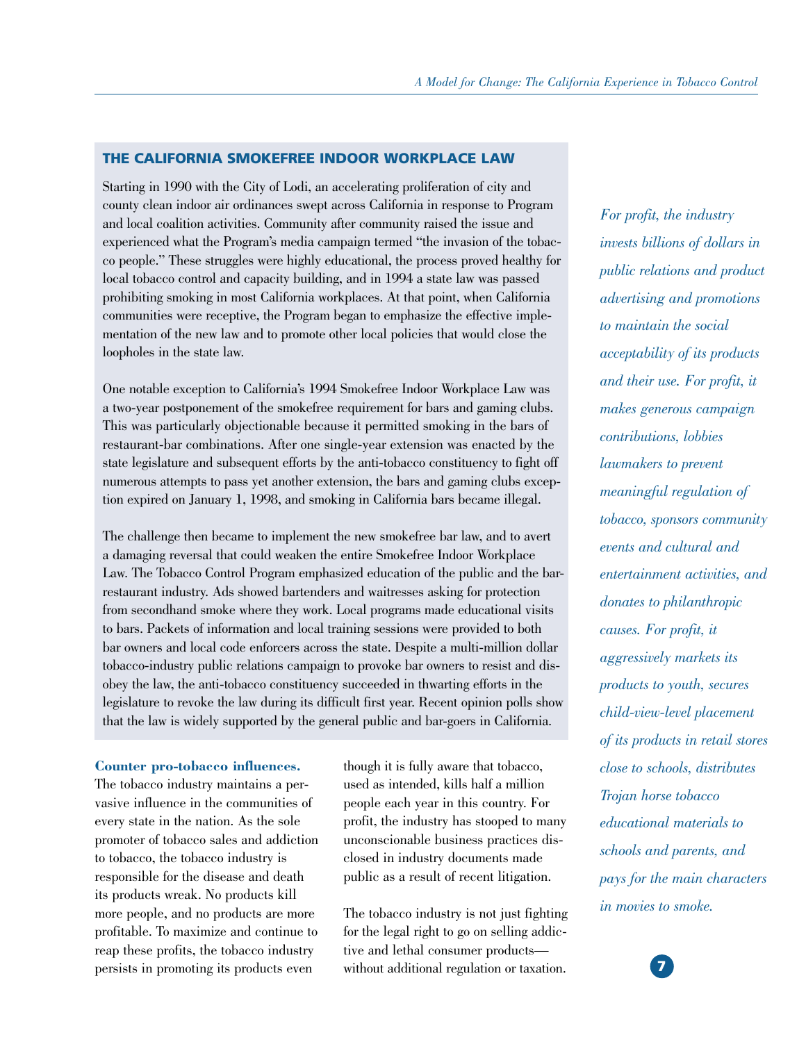## THE CALIFORNIA SMOKEFREE INDOOR WORKPLACE LAW

Starting in 1990 with the City of Lodi, an accelerating proliferation of city and county clean indoor air ordinances swept across California in response to Program and local coalition activities. Community after community raised the issue and experienced what the Program's media campaign termed "the invasion of the tobacco people." These struggles were highly educational, the process proved healthy for local tobacco control and capacity building, and in 1994 a state law was passed prohibiting smoking in most California workplaces. At that point, when California communities were receptive, the Program began to emphasize the effective implementation of the new law and to promote other local policies that would close the loopholes in the state law.

One notable exception to California's 1994 Smokefree Indoor Workplace Law was a two-year postponement of the smokefree requirement for bars and gaming clubs. This was particularly objectionable because it permitted smoking in the bars of restaurant-bar combinations. After one single-year extension was enacted by the state legislature and subsequent efforts by the anti-tobacco constituency to fight off numerous attempts to pass yet another extension, the bars and gaming clubs exception expired on January 1, 1998, and smoking in California bars became illegal.

The challenge then became to implement the new smokefree bar law, and to avert a damaging reversal that could weaken the entire Smokefree Indoor Workplace Law. The Tobacco Control Program emphasized education of the public and the bar-restaurant industry. Ads showed bartenders and waitresses asking for protection from secondhand smoke where they work. Local programs made educational visits to bars. Packets of information and local training sessions were provided to both bar owners and local code enforcers across the state. Despite a multi-million dollar tobacco-industry public relations campaign to provoke bar owners to resist and disobey the law, the anti-tobacco constituency succeeded in thwarting efforts in the legislature to revoke the law during its difficult first year. Recent opinion polls show that the law is widely supported by the general public and bar-goers in California.

**Counter pro-tobacco influences.** The tobacco industry maintains a pervasive influence in the communities of every state in the nation. As the sole promoter of tobacco sales and addiction to tobacco, the tobacco industry is responsible for the disease and death its products wreak. No products kill more people, and no products are more profitable. To maximize and continue to reap these profits, the tobacco industry persists in promoting its products even though it is fully aware that tobacco, used as intended, kills half a million people each year in this country. For profit, the industry has stooped to many unconscionable business practices disclosed in industry documents made public as a result of recent litigation.

The tobacco industry is not just fighting for the legal right to go on selling addictive and lethal consumer products—without additional regulation or taxation.

*For profit, the industry invests billions of dollars in public relations and product advertising and promotions to maintain the social acceptability of its products and their use. For profit, it makes generous campaign contributions, lobbies lawmakers to prevent meaningful regulation of tobacco, sponsors community events and cultural and entertainment activities, and donates to philanthropic causes. For profit, it aggressively markets its products to youth, secures child-view-level placement of its products in retail stores close to schools, distributes Trojan horse tobacco educational materials to schools and parents, and pays for the main characters in movies to smoke.*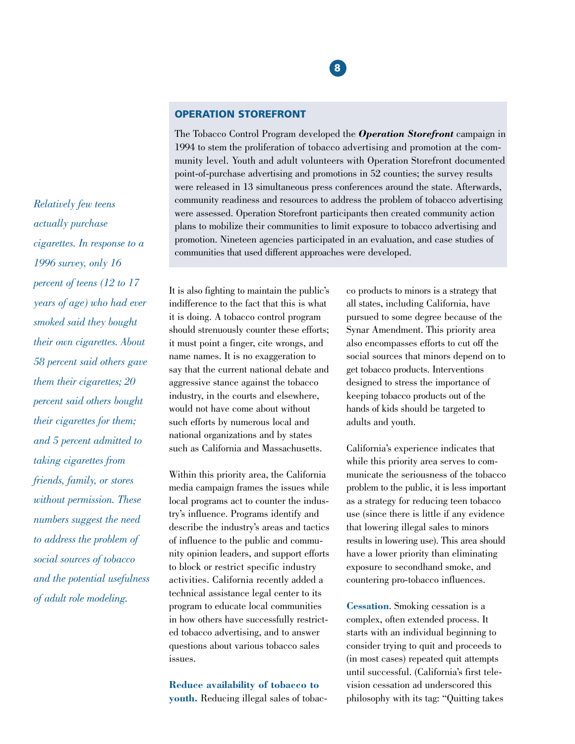## OPERATION STOREFRONT

The Tobacco Control Program developed the ***Operation Storefront*** campaign in 1994 to stem the proliferation of tobacco advertising and promotion at the community level. Youth and adult volunteers with Operation Storefront documented point-of-purchase advertising and promotions in 52 counties; the survey results were released in 13 simultaneous press conferences around the state. Afterwards, community readiness and resources to address the problem of tobacco advertising were assessed. Operation Storefront participants then created community action plans to mobilize their communities to limit exposure to tobacco advertising and promotion. Nineteen agencies participated in an evaluation, and case studies of communities that used different approaches were developed.

*Relatively few teens actually purchase cigarettes. In response to a 1996 survey, only 16 percent of teens (12 to 17 years of age) who had ever smoked said they bought their own cigarettes. About 58 percent said others gave them their cigarettes; 20 percent said others bought their cigarettes for them; and 5 percent admitted to taking cigarettes from friends, family, or stores without permission. These numbers suggest the need to address the problem of social sources of tobacco and the potential usefulness of adult role modeling.*

It is also fighting to maintain the public's indifference to the fact that this is what it is doing. A tobacco control program should strenuously counter these efforts; it must point a finger, cite wrongs, and name names. It is no exaggeration to say that the current national debate and aggressive stance against the tobacco industry, in the courts and elsewhere, would not have come about without such efforts by numerous local and national organizations and by states such as California and Massachusetts.

Within this priority area, the California media campaign frames the issues while local programs act to counter the industry's influence. Programs identify and describe the industry's areas and tactics of influence to the public and community opinion leaders, and support efforts to block or restrict specific industry activities. California recently added a technical assistance legal center to its program to educate local communities in how others have successfully restricted tobacco advertising, and to answer questions about various tobacco sales issues.

**Reduce availability of tobacco to youth.** Reducing illegal sales of tobacco products to minors is a strategy that all states, including California, have pursued to some degree because of the Synar Amendment. This priority area also encompasses efforts to cut off the social sources that minors depend on to get tobacco products. Interventions designed to stress the importance of keeping tobacco products out of the hands of kids should be targeted to adults and youth.

California's experience indicates that while this priority area serves to communicate the seriousness of the tobacco problem to the public, it is less important as a strategy for reducing teen tobacco use (since there is little if any evidence that lowering illegal sales to minors results in lowering use). This area should have a lower priority than eliminating exposure to secondhand smoke, and countering pro-tobacco influences.

**Cessation**. Smoking cessation is a complex, often extended process. It starts with an individual beginning to consider trying to quit and proceeds to (in most cases) repeated quit attempts until successful. (California's first television cessation ad underscored this philosophy with its tag: "Quitting takes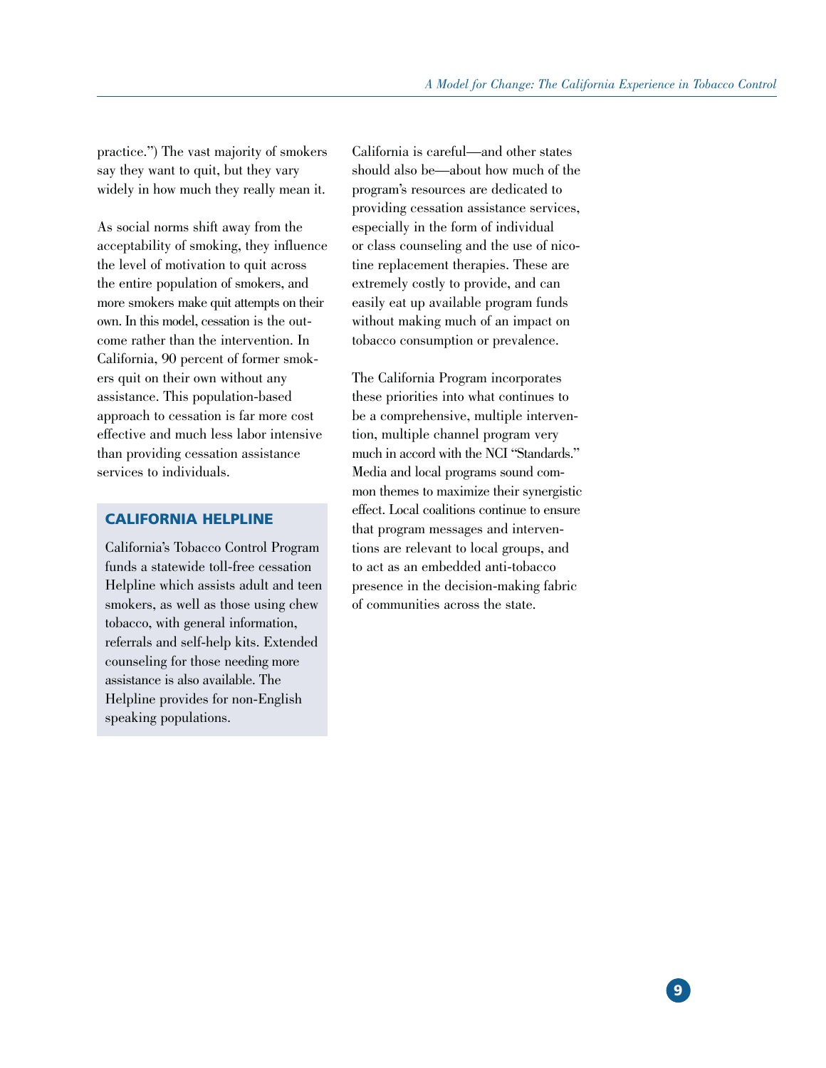practice.") The vast majority of smokers say they want to quit, but they vary widely in how much they really mean it.

As social norms shift away from the acceptability of smoking, they influence the level of motivation to quit across the entire population of smokers, and more smokers make quit attempts on their own. In this model, cessation is the outcome rather than the intervention. In California, 90 percent of former smokers quit on their own without any assistance. This population-based approach to cessation is far more cost effective and much less labor intensive than providing cessation assistance services to individuals.

### CALIFORNIA HELPLINE

California's Tobacco Control Program funds a statewide toll-free cessation Helpline which assists adult and teen smokers, as well as those using chew tobacco, with general information, referrals and self-help kits. Extended counseling for those needing more assistance is also available. The Helpline provides for non-English speaking populations.

California is careful—and other states should also be—about how much of the program's resources are dedicated to providing cessation assistance services, especially in the form of individual or class counseling and the use of nicotine replacement therapies. These are extremely costly to provide, and can easily eat up available program funds without making much of an impact on tobacco consumption or prevalence.

The California Program incorporates these priorities into what continues to be a comprehensive, multiple intervention, multiple channel program very much in accord with the NCI "Standards." Media and local programs sound common themes to maximize their synergistic effect. Local coalitions continue to ensure that program messages and interventions are relevant to local groups, and to act as an embedded anti-tobacco presence in the decision-making fabric of communities across the state.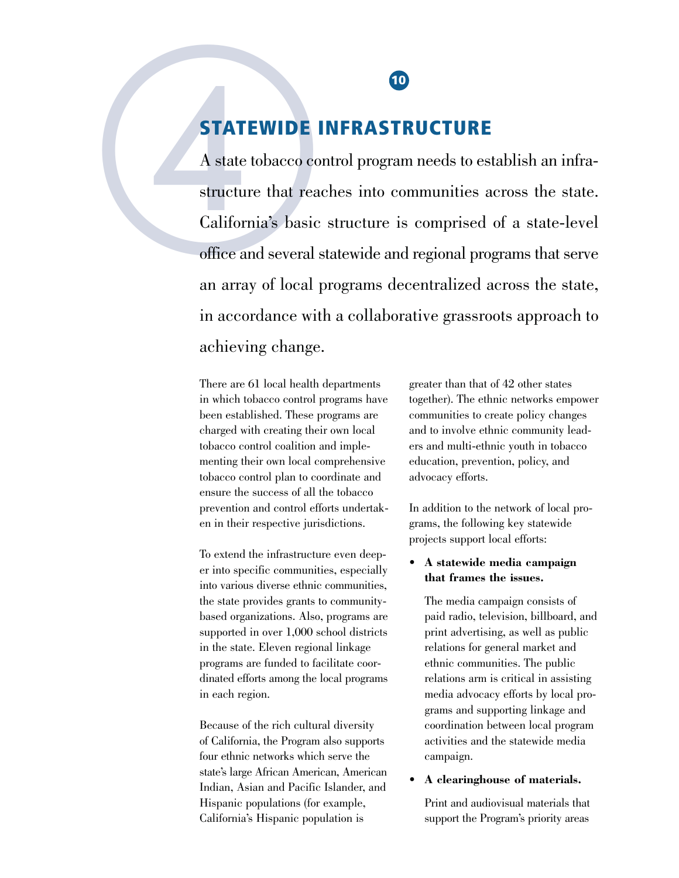# STATEWIDE INFRASTRUCTURE

A state tobacco control program needs to establish an infrastructure that reaches into communities across the state. California's basic structure is comprised of a state-level office and several statewide and regional programs that serve an array of local programs decentralized across the state, in accordance with a collaborative grassroots approach to achieving change.

There are 61 local health departments in which tobacco control programs have been established. These programs are charged with creating their own local tobacco control coalition and implementing their own local comprehensive tobacco control plan to coordinate and ensure the success of all the tobacco prevention and control efforts undertaken in their respective jurisdictions.

To extend the infrastructure even deeper into specific communities, especially into various diverse ethnic communities, the state provides grants to community-based organizations. Also, programs are supported in over 1,000 school districts in the state. Eleven regional linkage programs are funded to facilitate coordinated efforts among the local programs in each region.

Because of the rich cultural diversity of California, the Program also supports four ethnic networks which serve the state's large African American, American Indian, Asian and Pacific Islander, and Hispanic populations (for example, California's Hispanic population is greater than that of 42 other states together). The ethnic networks empower communities to create policy changes and to involve ethnic community leaders and multi-ethnic youth in tobacco education, prevention, policy, and advocacy efforts.

In addition to the network of local programs, the following key statewide projects support local efforts:

- **A statewide media campaign that frames the issues.**

  The media campaign consists of paid radio, television, billboard, and print advertising, as well as public relations for general market and ethnic communities. The public relations arm is critical in assisting media advocacy efforts by local programs and supporting linkage and coordination between local program activities and the statewide media campaign.

- **A clearinghouse of materials.**

  Print and audiovisual materials that support the Program's priority areas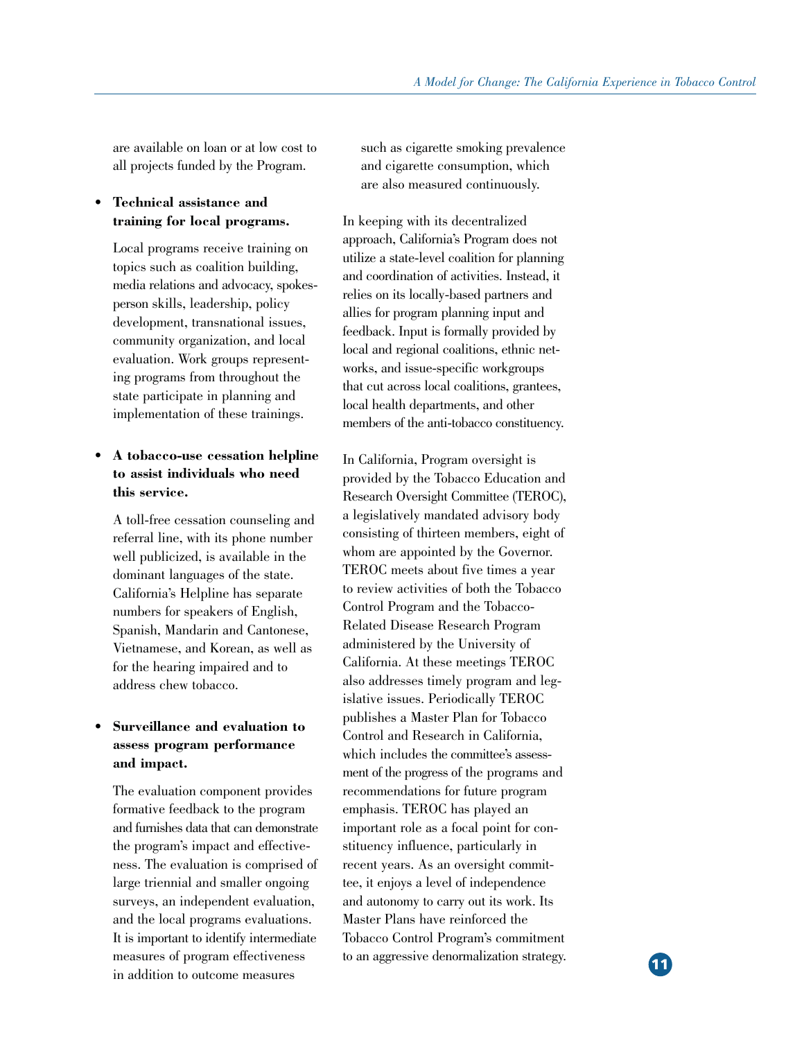are available on loan or at low cost to all projects funded by the Program.

- **Technical assistance and training for local programs.**

  Local programs receive training on topics such as coalition building, media relations and advocacy, spokesperson skills, leadership, policy development, transnational issues, community organization, and local evaluation. Work groups representing programs from throughout the state participate in planning and implementation of these trainings.

- **A tobacco-use cessation helpline to assist individuals who need this service.**

  A toll-free cessation counseling and referral line, with its phone number well publicized, is available in the dominant languages of the state. California's Helpline has separate numbers for speakers of English, Spanish, Mandarin and Cantonese, Vietnamese, and Korean, as well as for the hearing impaired and to address chew tobacco.

- **Surveillance and evaluation to assess program performance and impact.**

  The evaluation component provides formative feedback to the program and furnishes data that can demonstrate the program's impact and effectiveness. The evaluation is comprised of large triennial and smaller ongoing surveys, an independent evaluation, and the local programs evaluations. It is important to identify intermediate measures of program effectiveness in addition to outcome measures such as cigarette smoking prevalence and cigarette consumption, which are also measured continuously.

In keeping with its decentralized approach, California's Program does not utilize a state-level coalition for planning and coordination of activities. Instead, it relies on its locally-based partners and allies for program planning input and feedback. Input is formally provided by local and regional coalitions, ethnic networks, and issue-specific workgroups that cut across local coalitions, grantees, local health departments, and other members of the anti-tobacco constituency.

In California, Program oversight is provided by the Tobacco Education and Research Oversight Committee (TEROC), a legislatively mandated advisory body consisting of thirteen members, eight of whom are appointed by the Governor. TEROC meets about five times a year to review activities of both the Tobacco Control Program and the Tobacco-Related Disease Research Program administered by the University of California. At these meetings TEROC also addresses timely program and legislative issues. Periodically TEROC publishes a Master Plan for Tobacco Control and Research in California, which includes the committee's assessment of the progress of the programs and recommendations for future program emphasis. TEROC has played an important role as a focal point for constituency influence, particularly in recent years. As an oversight committee, it enjoys a level of independence and autonomy to carry out its work. Its Master Plans have reinforced the Tobacco Control Program's commitment to an aggressive denormalization strategy.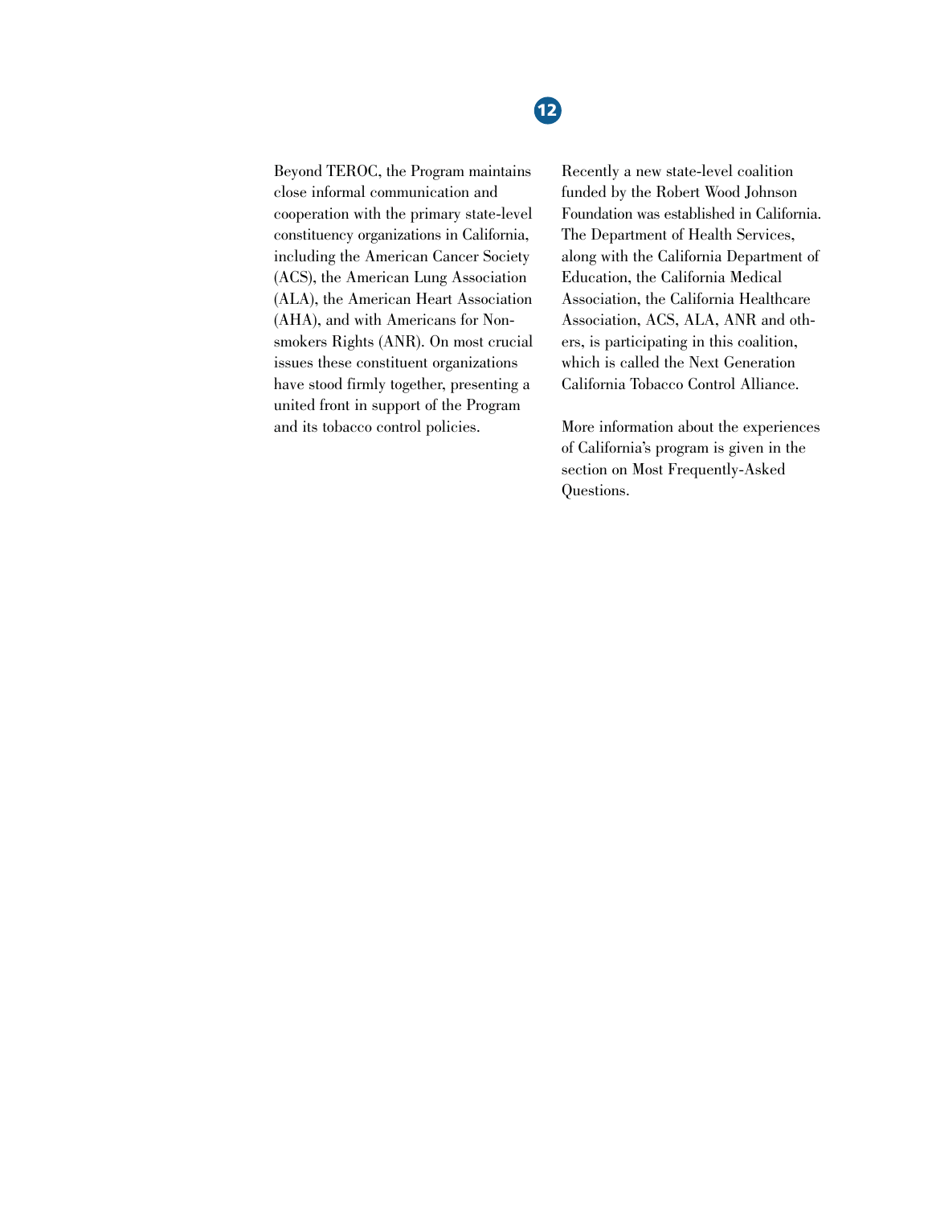Beyond TEROC, the Program maintains close informal communication and cooperation with the primary state-level constituency organizations in California, including the American Cancer Society (ACS), the American Lung Association (ALA), the American Heart Association (AHA), and with Americans for Nonsmokers Rights (ANR). On most crucial issues these constituent organizations have stood firmly together, presenting a united front in support of the Program and its tobacco control policies.

Recently a new state-level coalition funded by the Robert Wood Johnson Foundation was established in California. The Department of Health Services, along with the California Department of Education, the California Medical Association, the California Healthcare Association, ACS, ALA, ANR and others, is participating in this coalition, which is called the Next Generation California Tobacco Control Alliance.

More information about the experiences of California's program is given in the section on Most Frequently-Asked Questions.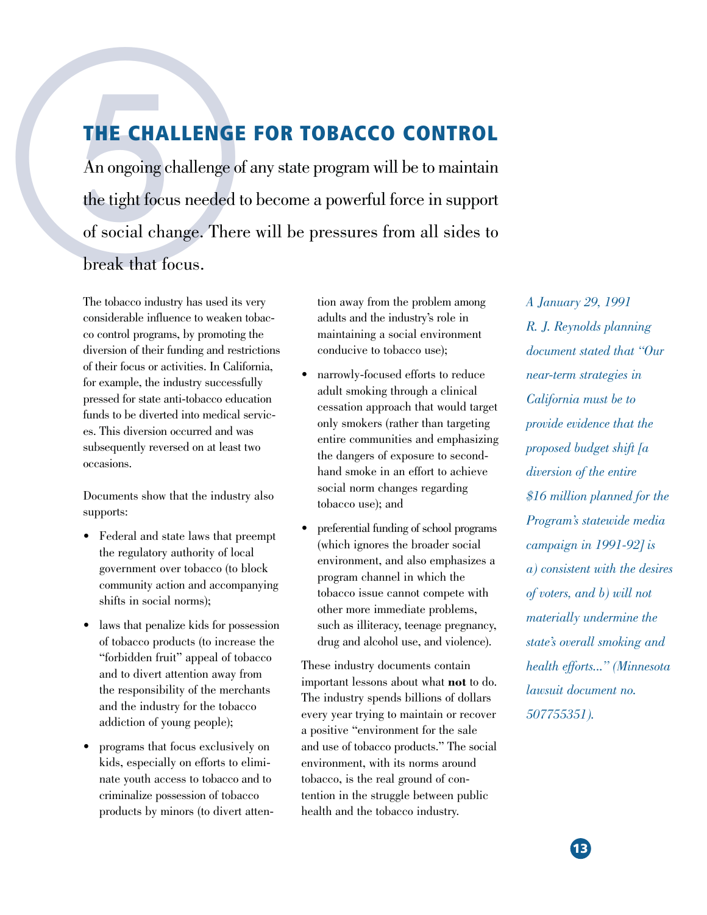# 5 THE CHALLENGE FOR TOBACCO CONTROL

An ongoing challenge of any state program will be to maintain the tight focus needed to become a powerful force in support of social change. There will be pressures from all sides to break that focus.

The tobacco industry has used its very considerable influence to weaken tobacco control programs, by promoting the diversion of their funding and restrictions of their focus or activities. In California, for example, the industry successfully pressed for state anti-tobacco education funds to be diverted into medical services. This diversion occurred and was subsequently reversed on at least two occasions.

Documents show that the industry also supports:

- Federal and state laws that preempt the regulatory authority of local government over tobacco (to block community action and accompanying shifts in social norms);
- laws that penalize kids for possession of tobacco products (to increase the "forbidden fruit" appeal of tobacco and to divert attention away from the responsibility of the merchants and the industry for the tobacco addiction of young people);
- programs that focus exclusively on kids, especially on efforts to eliminate youth access to tobacco and to criminalize possession of tobacco products by minors (to divert attention away from the problem among adults and the industry's role in maintaining a social environment conducive to tobacco use);
- narrowly-focused efforts to reduce adult smoking through a clinical cessation approach that would target only smokers (rather than targeting entire communities and emphasizing the dangers of exposure to secondhand smoke in an effort to achieve social norm changes regarding tobacco use); and
- preferential funding of school programs (which ignores the broader social environment, and also emphasizes a program channel in which the tobacco issue cannot compete with other more immediate problems, such as illiteracy, teenage pregnancy, drug and alcohol use, and violence).

These industry documents contain important lessons about what **not** to do. The industry spends billions of dollars every year trying to maintain or recover a positive "environment for the sale and use of tobacco products." The social environment, with its norms around tobacco, is the real ground of contention in the struggle between public health and the tobacco industry.

*A January 29, 1991 R. J. Reynolds planning document stated that "Our near-term strategies in California must be to provide evidence that the proposed budget shift [a diversion of the entire $16 million planned for the Program's statewide media campaign in 1991-92] is a) consistent with the desires of voters, and b) will not materially undermine the state's overall smoking and health efforts..." (Minnesota lawsuit document no. 507755351).*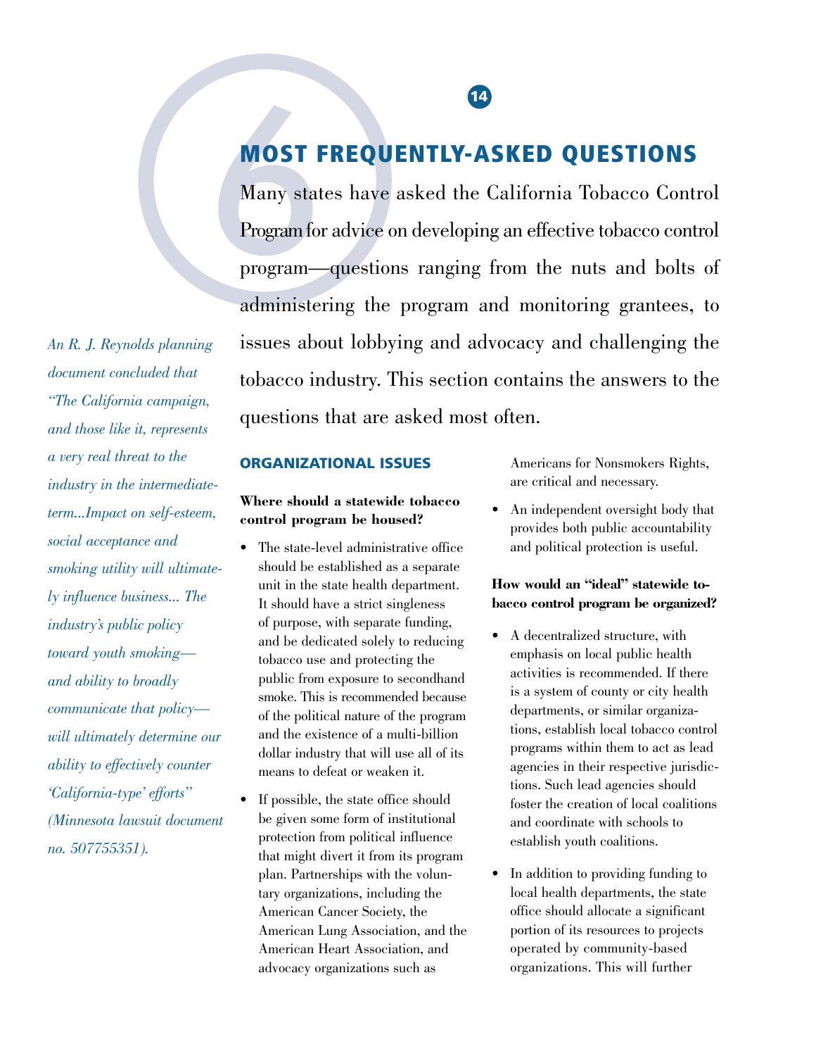# MOST FREQUENTLY-ASKED QUESTIONS

Many states have asked the California Tobacco Control Program for advice on developing an effective tobacco control program—questions ranging from the nuts and bolts of administering the program and monitoring grantees, to issues about lobbying and advocacy and challenging the tobacco industry. This section contains the answers to the questions that are asked most often.

*An R. J. Reynolds planning document concluded that "The California campaign, and those like it, represents a very real threat to the industry in the intermediate-term...Impact on self-esteem, social acceptance and smoking utility will ultimately influence business... The industry's public policy toward youth smoking—and ability to broadly communicate that policy—will ultimately determine our ability to effectively counter 'California-type' efforts" (Minnesota lawsuit document no. 507755351).*

## ORGANIZATIONAL ISSUES

**Where should a statewide tobacco control program be housed?**

- The state-level administrative office should be established as a separate unit in the state health department. It should have a strict singleness of purpose, with separate funding, and be dedicated solely to reducing tobacco use and protecting the public from exposure to secondhand smoke. This is recommended because of the political nature of the program and the existence of a multi-billion dollar industry that will use all of its means to defeat or weaken it.
- If possible, the state office should be given some form of institutional protection from political influence that might divert it from its program plan. Partnerships with the voluntary organizations, including the American Cancer Society, the American Lung Association, and the American Heart Association, and advocacy organizations such as Americans for Nonsmokers Rights, are critical and necessary.
- An independent oversight body that provides both public accountability and political protection is useful.

**How would an "ideal" statewide tobacco control program be organized?**

- A decentralized structure, with emphasis on local public health activities is recommended. If there is a system of county or city health departments, or similar organizations, establish local tobacco control programs within them to act as lead agencies in their respective jurisdictions. Such lead agencies should foster the creation of local coalitions and coordinate with schools to establish youth coalitions.
- In addition to providing funding to local health departments, the state office should allocate a significant portion of its resources to projects operated by community-based organizations. This will further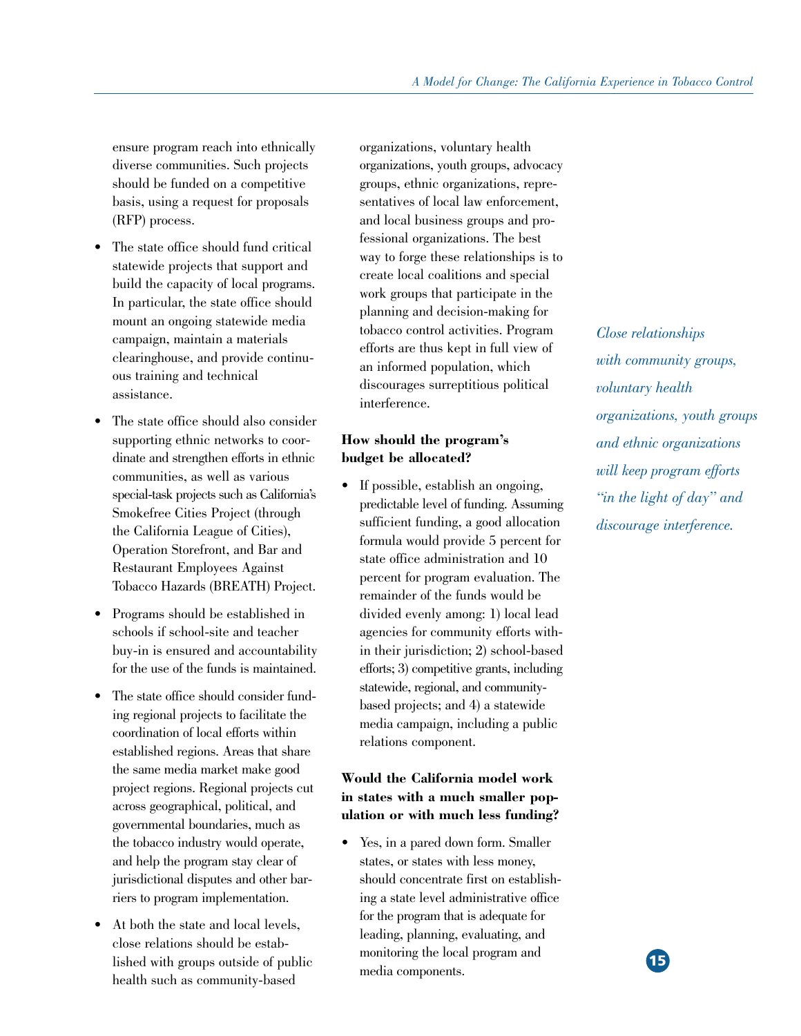ensure program reach into ethnically diverse communities. Such projects should be funded on a competitive basis, using a request for proposals (RFP) process.

- The state office should fund critical statewide projects that support and build the capacity of local programs. In particular, the state office should mount an ongoing statewide media campaign, maintain a materials clearinghouse, and provide continuous training and technical assistance.
- The state office should also consider supporting ethnic networks to coordinate and strengthen efforts in ethnic communities, as well as various special-task projects such as California's Smokefree Cities Project (through the California League of Cities), Operation Storefront, and Bar and Restaurant Employees Against Tobacco Hazards (BREATH) Project.
- Programs should be established in schools if school-site and teacher buy-in is ensured and accountability for the use of the funds is maintained.
- The state office should consider funding regional projects to facilitate the coordination of local efforts within established regions. Areas that share the same media market make good project regions. Regional projects cut across geographical, political, and governmental boundaries, much as the tobacco industry would operate, and help the program stay clear of jurisdictional disputes and other barriers to program implementation.
- At both the state and local levels, close relations should be established with groups outside of public health such as community-based organizations, voluntary health organizations, youth groups, advocacy groups, ethnic organizations, representatives of local law enforcement, and local business groups and professional organizations. The best way to forge these relationships is to create local coalitions and special work groups that participate in the planning and decision-making for tobacco control activities. Program efforts are thus kept in full view of an informed population, which discourages surreptitious political interference.

*Close relationships with community groups, voluntary health organizations, youth groups and ethnic organizations will keep program efforts "in the light of day" and discourage interference.*

**How should the program's budget be allocated?**

- If possible, establish an ongoing, predictable level of funding. Assuming sufficient funding, a good allocation formula would provide 5 percent for state office administration and 10 percent for program evaluation. The remainder of the funds would be divided evenly among: 1) local lead agencies for community efforts within their jurisdiction; 2) school-based efforts; 3) competitive grants, including statewide, regional, and community-based projects; and 4) a statewide media campaign, including a public relations component.

**Would the California model work in states with a much smaller population or with much less funding?**

- Yes, in a pared down form. Smaller states, or states with less money, should concentrate first on establishing a state level administrative office for the program that is adequate for leading, planning, evaluating, and monitoring the local program and media components.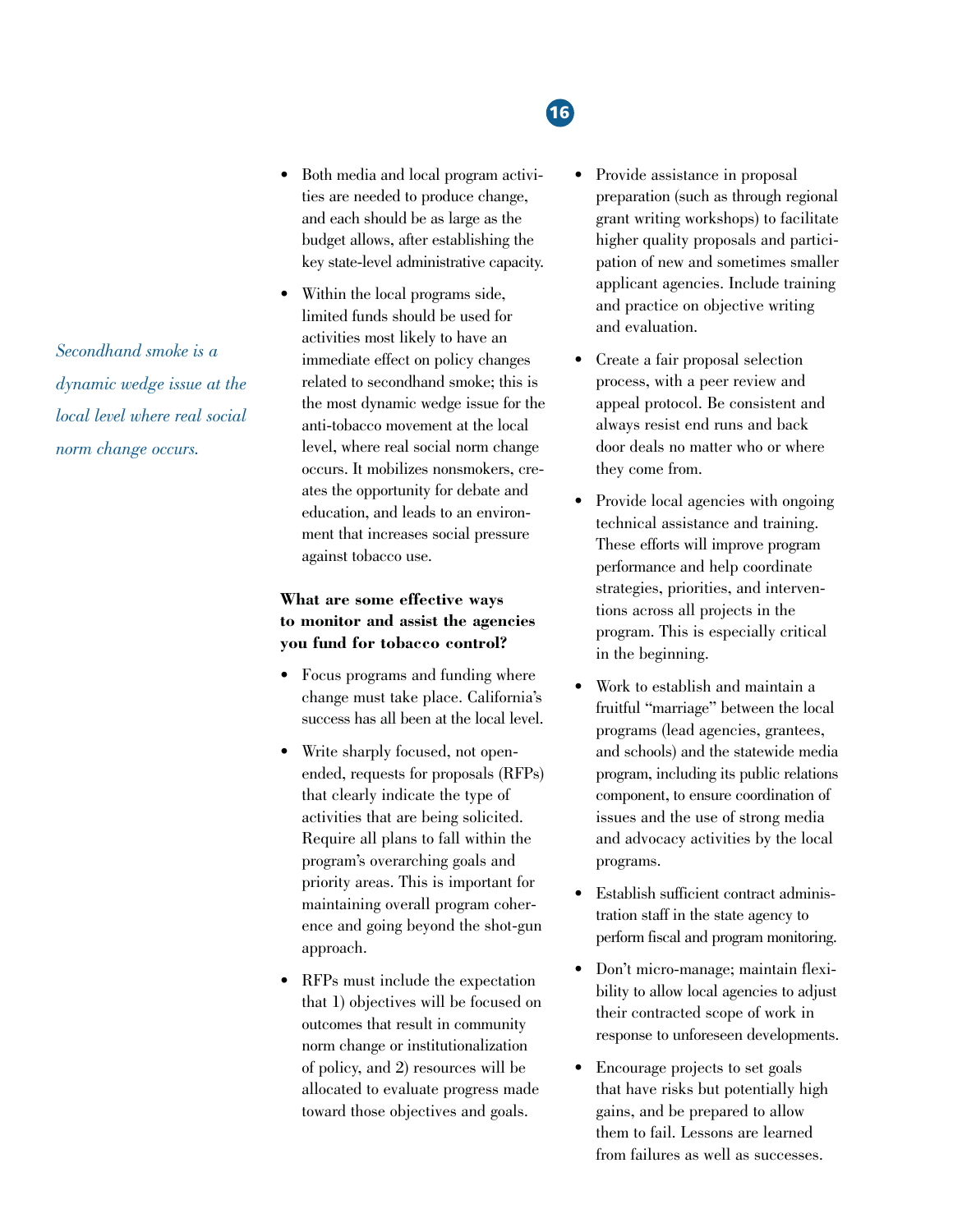*Secondhand smoke is a dynamic wedge issue at the local level where real social norm change occurs.*

- Both media and local program activities are needed to produce change, and each should be as large as the budget allows, after establishing the key state-level administrative capacity.
- Within the local programs side, limited funds should be used for activities most likely to have an immediate effect on policy changes related to secondhand smoke; this is the most dynamic wedge issue for the anti-tobacco movement at the local level, where real social norm change occurs. It mobilizes nonsmokers, creates the opportunity for debate and education, and leads to an environment that increases social pressure against tobacco use.

**What are some effective ways to monitor and assist the agencies you fund for tobacco control?**

- Focus programs and funding where change must take place. California's success has all been at the local level.
- Write sharply focused, not open-ended, requests for proposals (RFPs) that clearly indicate the type of activities that are being solicited. Require all plans to fall within the program's overarching goals and priority areas. This is important for maintaining overall program coherence and going beyond the shot-gun approach.
- RFPs must include the expectation that 1) objectives will be focused on outcomes that result in community norm change or institutionalization of policy, and 2) resources will be allocated to evaluate progress made toward those objectives and goals.
- Provide assistance in proposal preparation (such as through regional grant writing workshops) to facilitate higher quality proposals and participation of new and sometimes smaller applicant agencies. Include training and practice on objective writing and evaluation.
- Create a fair proposal selection process, with a peer review and appeal protocol. Be consistent and always resist end runs and back door deals no matter who or where they come from.
- Provide local agencies with ongoing technical assistance and training. These efforts will improve program performance and help coordinate strategies, priorities, and interventions across all projects in the program. This is especially critical in the beginning.
- Work to establish and maintain a fruitful "marriage" between the local programs (lead agencies, grantees, and schools) and the statewide media program, including its public relations component, to ensure coordination of issues and the use of strong media and advocacy activities by the local programs.
- Establish sufficient contract administration staff in the state agency to perform fiscal and program monitoring.
- Don't micro-manage; maintain flexibility to allow local agencies to adjust their contracted scope of work in response to unforeseen developments.
- Encourage projects to set goals that have risks but potentially high gains, and be prepared to allow them to fail. Lessons are learned from failures as well as successes.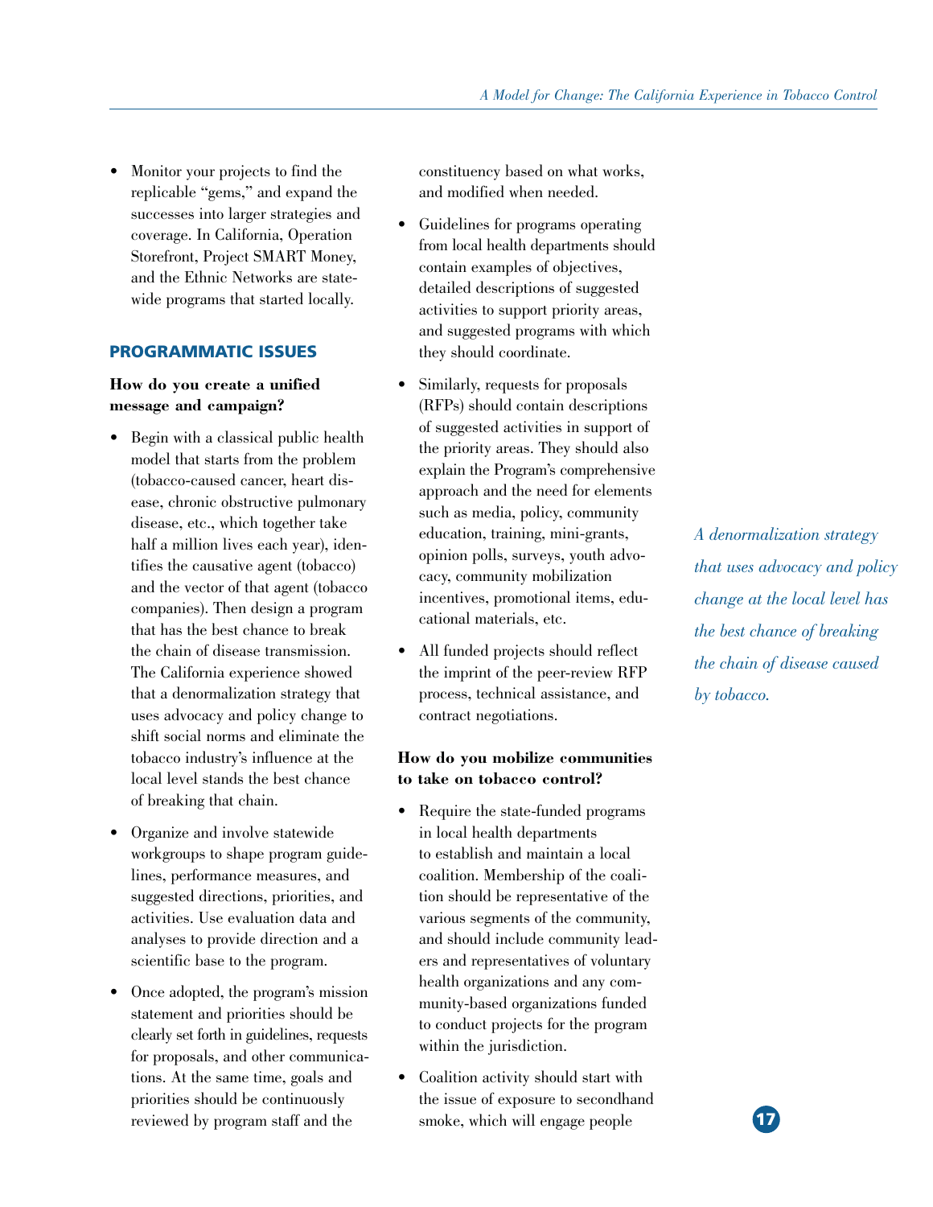- Monitor your projects to find the replicable "gems," and expand the successes into larger strategies and coverage. In California, Operation Storefront, Project SMART Money, and the Ethnic Networks are statewide programs that started locally.

## PROGRAMMATIC ISSUES

**How do you create a unified message and campaign?**

- Begin with a classical public health model that starts from the problem (tobacco-caused cancer, heart disease, chronic obstructive pulmonary disease, etc., which together take half a million lives each year), identifies the causative agent (tobacco) and the vector of that agent (tobacco companies). Then design a program that has the best chance to break the chain of disease transmission. The California experience showed that a denormalization strategy that uses advocacy and policy change to shift social norms and eliminate the tobacco industry's influence at the local level stands the best chance of breaking that chain.
- Organize and involve statewide workgroups to shape program guidelines, performance measures, and suggested directions, priorities, and activities. Use evaluation data and analyses to provide direction and a scientific base to the program.
- Once adopted, the program's mission statement and priorities should be clearly set forth in guidelines, requests for proposals, and other communications. At the same time, goals and priorities should be continuously reviewed by program staff and the constituency based on what works, and modified when needed.
- Guidelines for programs operating from local health departments should contain examples of objectives, detailed descriptions of suggested activities to support priority areas, and suggested programs with which they should coordinate.
- Similarly, requests for proposals (RFPs) should contain descriptions of suggested activities in support of the priority areas. They should also explain the Program's comprehensive approach and the need for elements such as media, policy, community education, training, mini-grants, opinion polls, surveys, youth advocacy, community mobilization incentives, promotional items, educational materials, etc.
- All funded projects should reflect the imprint of the peer-review RFP process, technical assistance, and contract negotiations.

**How do you mobilize communities to take on tobacco control?**

- Require the state-funded programs in local health departments to establish and maintain a local coalition. Membership of the coalition should be representative of the various segments of the community, and should include community leaders and representatives of voluntary health organizations and any community-based organizations funded to conduct projects for the program within the jurisdiction.
- Coalition activity should start with the issue of exposure to secondhand smoke, which will engage people

*A denormalization strategy that uses advocacy and policy change at the local level has the best chance of breaking the chain of disease caused by tobacco.*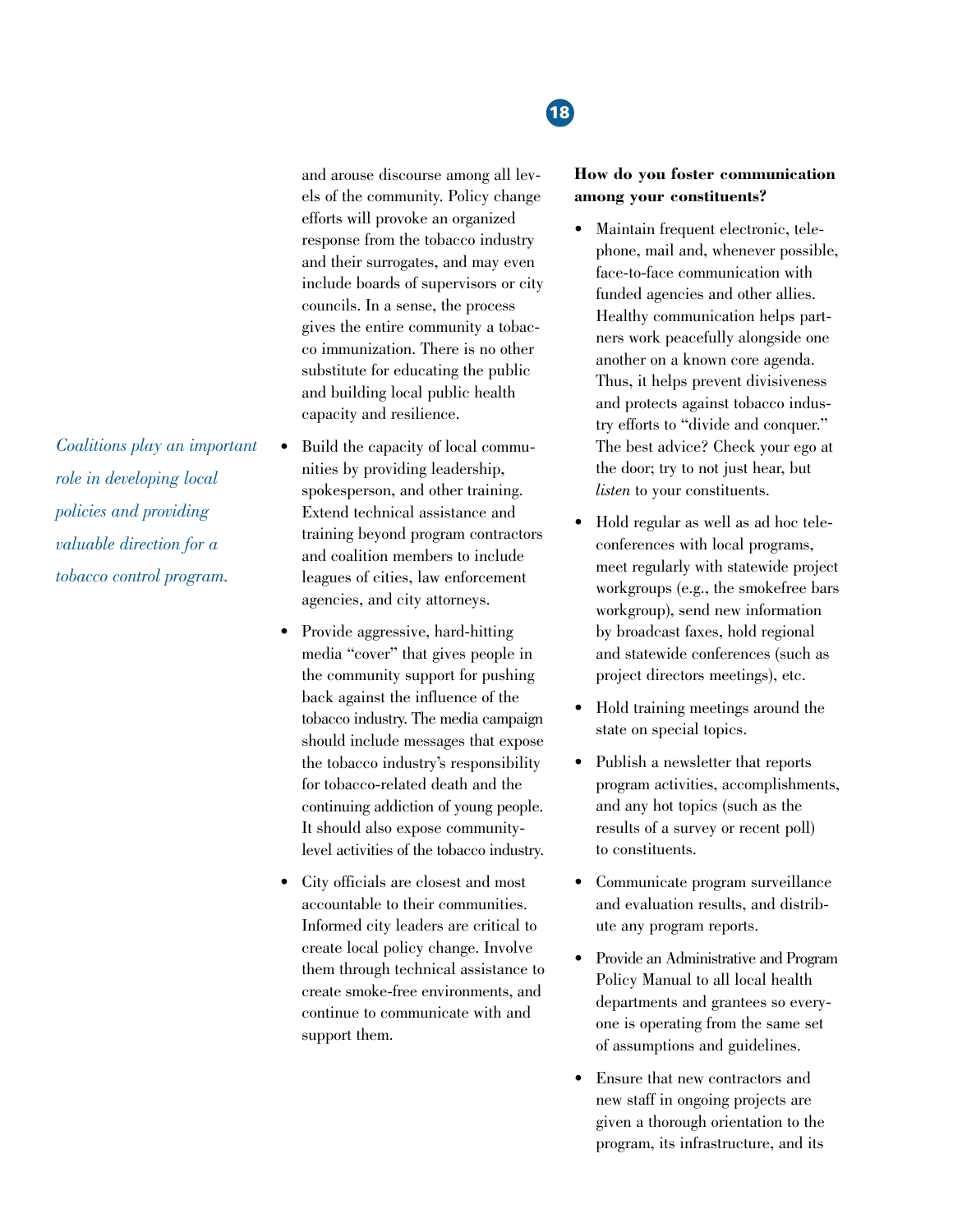and arouse discourse among all levels of the community. Policy change efforts will provoke an organized response from the tobacco industry and their surrogates, and may even include boards of supervisors or city councils. In a sense, the process gives the entire community a tobacco immunization. There is no other substitute for educating the public and building local public health capacity and resilience.

*Coalitions play an important role in developing local policies and providing valuable direction for a tobacco control program.*

- Build the capacity of local communities by providing leadership, spokesperson, and other training. Extend technical assistance and training beyond program contractors and coalition members to include leagues of cities, law enforcement agencies, and city attorneys.
- Provide aggressive, hard-hitting media "cover" that gives people in the community support for pushing back against the influence of the tobacco industry. The media campaign should include messages that expose the tobacco industry's responsibility for tobacco-related death and the continuing addiction of young people. It should also expose community-level activities of the tobacco industry.
- City officials are closest and most accountable to their communities. Informed city leaders are critical to create local policy change. Involve them through technical assistance to create smoke-free environments, and continue to communicate with and support them.

**How do you foster communication among your constituents?**

- Maintain frequent electronic, telephone, mail and, whenever possible, face-to-face communication with funded agencies and other allies. Healthy communication helps partners work peacefully alongside one another on a known core agenda. Thus, it helps prevent divisiveness and protects against tobacco industry efforts to "divide and conquer." The best advice? Check your ego at the door; try to not just hear, but *listen* to your constituents.
- Hold regular as well as ad hoc teleconferences with local programs, meet regularly with statewide project workgroups (e.g., the smokefree bars workgroup), send new information by broadcast faxes, hold regional and statewide conferences (such as project directors meetings), etc.
- Hold training meetings around the state on special topics.
- Publish a newsletter that reports program activities, accomplishments, and any hot topics (such as the results of a survey or recent poll) to constituents.
- Communicate program surveillance and evaluation results, and distribute any program reports.
- Provide an Administrative and Program Policy Manual to all local health departments and grantees so everyone is operating from the same set of assumptions and guidelines.
- Ensure that new contractors and new staff in ongoing projects are given a thorough orientation to the program, its infrastructure, and its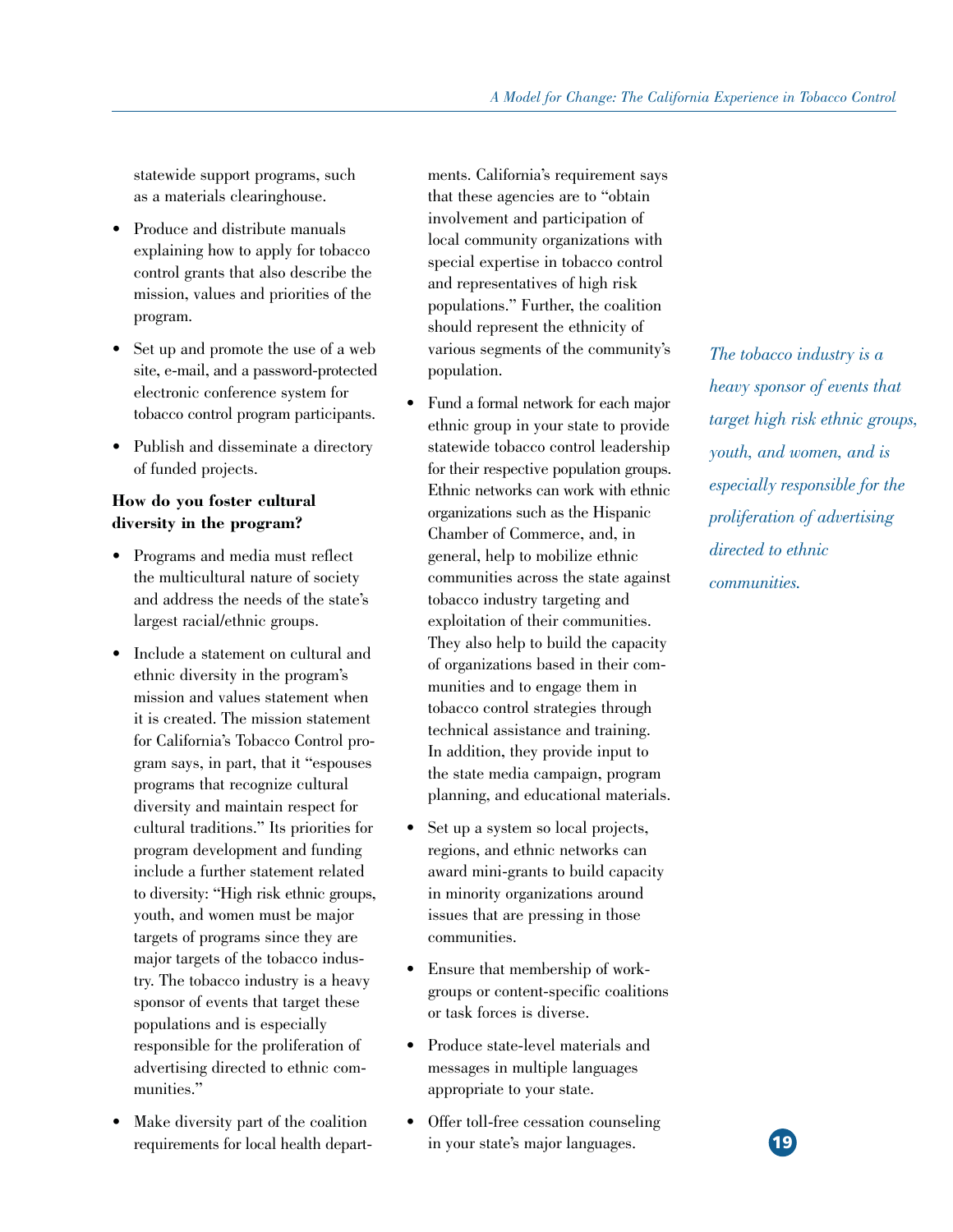statewide support programs, such as a materials clearinghouse.

- Produce and distribute manuals explaining how to apply for tobacco control grants that also describe the mission, values and priorities of the program.
- Set up and promote the use of a web site, e-mail, and a password-protected electronic conference system for tobacco control program participants.
- Publish and disseminate a directory of funded projects.

**How do you foster cultural diversity in the program?**

- Programs and media must reflect the multicultural nature of society and address the needs of the state's largest racial/ethnic groups.
- Include a statement on cultural and ethnic diversity in the program's mission and values statement when it is created. The mission statement for California's Tobacco Control program says, in part, that it "espouses programs that recognize cultural diversity and maintain respect for cultural traditions." Its priorities for program development and funding include a further statement related to diversity: "High risk ethnic groups, youth, and women must be major targets of programs since they are major targets of the tobacco industry. The tobacco industry is a heavy sponsor of events that target these populations and is especially responsible for the proliferation of advertising directed to ethnic communities."
- Make diversity part of the coalition requirements for local health departments. California's requirement says that these agencies are to "obtain involvement and participation of local community organizations with special expertise in tobacco control and representatives of high risk populations." Further, the coalition should represent the ethnicity of various segments of the community's population.
- Fund a formal network for each major ethnic group in your state to provide statewide tobacco control leadership for their respective population groups. Ethnic networks can work with ethnic organizations such as the Hispanic Chamber of Commerce, and, in general, help to mobilize ethnic communities across the state against tobacco industry targeting and exploitation of their communities. They also help to build the capacity of organizations based in their communities and to engage them in tobacco control strategies through technical assistance and training. In addition, they provide input to the state media campaign, program planning, and educational materials.
- Set up a system so local projects, regions, and ethnic networks can award mini-grants to build capacity in minority organizations around issues that are pressing in those communities.
- Ensure that membership of work-groups or content-specific coalitions or task forces is diverse.
- Produce state-level materials and messages in multiple languages appropriate to your state.
- Offer toll-free cessation counseling in your state's major languages.

*The tobacco industry is a heavy sponsor of events that target high risk ethnic groups, youth, and women, and is especially responsible for the proliferation of advertising directed to ethnic communities.*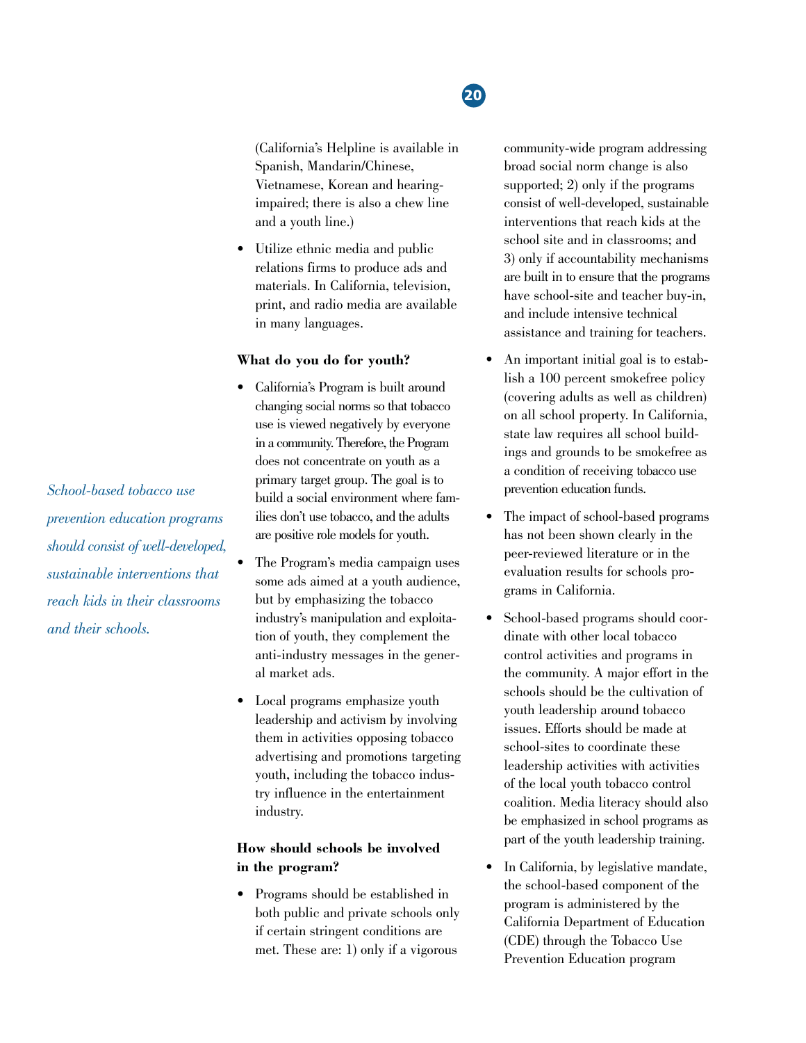(California's Helpline is available in Spanish, Mandarin/Chinese, Vietnamese, Korean and hearing-impaired; there is also a chew line and a youth line.)

- Utilize ethnic media and public relations firms to produce ads and materials. In California, television, print, and radio media are available in many languages.

**What do you do for youth?**

- California's Program is built around changing social norms so that tobacco use is viewed negatively by everyone in a community. Therefore, the Program does not concentrate on youth as a primary target group. The goal is to build a social environment where families don't use tobacco, and the adults are positive role models for youth.
- The Program's media campaign uses some ads aimed at a youth audience, but by emphasizing the tobacco industry's manipulation and exploitation of youth, they complement the anti-industry messages in the general market ads.
- Local programs emphasize youth leadership and activism by involving them in activities opposing tobacco advertising and promotions targeting youth, including the tobacco industry influence in the entertainment industry.

*School-based tobacco use prevention education programs should consist of well-developed, sustainable interventions that reach kids in their classrooms and their schools.*

**How should schools be involved in the program?**

- Programs should be established in both public and private schools only if certain stringent conditions are met. These are: 1) only if a vigorous community-wide program addressing broad social norm change is also supported; 2) only if the programs consist of well-developed, sustainable interventions that reach kids at the school site and in classrooms; and 3) only if accountability mechanisms are built in to ensure that the programs have school-site and teacher buy-in, and include intensive technical assistance and training for teachers.
- An important initial goal is to establish a 100 percent smokefree policy (covering adults as well as children) on all school property. In California, state law requires all school buildings and grounds to be smokefree as a condition of receiving tobacco use prevention education funds.
- The impact of school-based programs has not been shown clearly in the peer-reviewed literature or in the evaluation results for schools programs in California.
- School-based programs should coordinate with other local tobacco control activities and programs in the community. A major effort in the schools should be the cultivation of youth leadership around tobacco issues. Efforts should be made at school-sites to coordinate these leadership activities with activities of the local youth tobacco control coalition. Media literacy should also be emphasized in school programs as part of the youth leadership training.
- In California, by legislative mandate, the school-based component of the program is administered by the California Department of Education (CDE) through the Tobacco Use Prevention Education program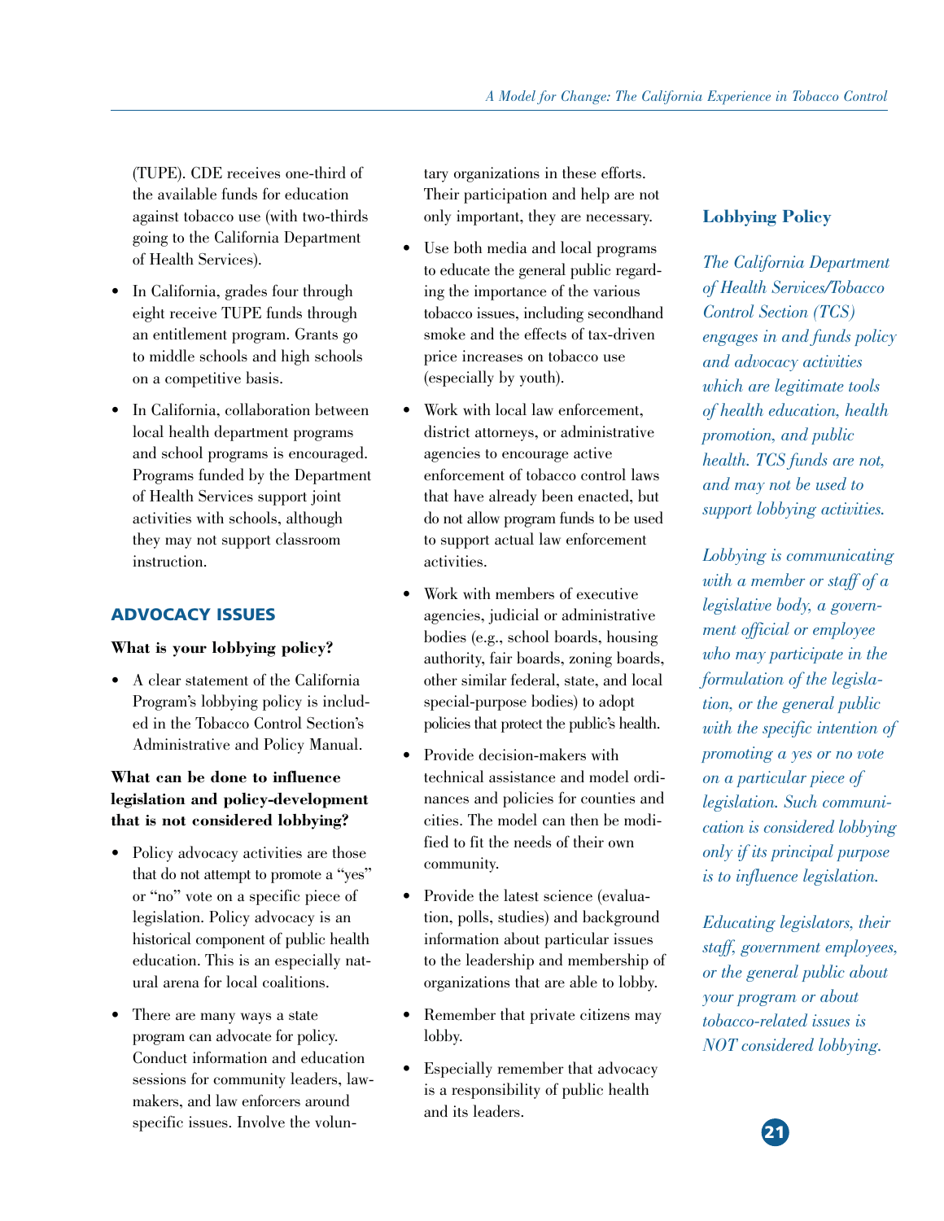(TUPE). CDE receives one-third of the available funds for education against tobacco use (with two-thirds going to the California Department of Health Services).

- In California, grades four through eight receive TUPE funds through an entitlement program. Grants go to middle schools and high schools on a competitive basis.
- In California, collaboration between local health department programs and school programs is encouraged. Programs funded by the Department of Health Services support joint activities with schools, although they may not support classroom instruction.

## ADVOCACY ISSUES

**What is your lobbying policy?**

- A clear statement of the California Program's lobbying policy is included in the Tobacco Control Section's Administrative and Policy Manual.

**What can be done to influence legislation and policy-development that is not considered lobbying?**

- Policy advocacy activities are those that do not attempt to promote a "yes" or "no" vote on a specific piece of legislation. Policy advocacy is an historical component of public health education. This is an especially natural arena for local coalitions.
- There are many ways a state program can advocate for policy. Conduct information and education sessions for community leaders, lawmakers, and law enforcers around specific issues. Involve the voluntary organizations in these efforts. Their participation and help are not only important, they are necessary.
- Use both media and local programs to educate the general public regarding the importance of the various tobacco issues, including secondhand smoke and the effects of tax-driven price increases on tobacco use (especially by youth).
- Work with local law enforcement, district attorneys, or administrative agencies to encourage active enforcement of tobacco control laws that have already been enacted, but do not allow program funds to be used to support actual law enforcement activities.
- Work with members of executive agencies, judicial or administrative bodies (e.g., school boards, housing authority, fair boards, zoning boards, other similar federal, state, and local special-purpose bodies) to adopt policies that protect the public's health.
- Provide decision-makers with technical assistance and model ordinances and policies for counties and cities. The model can then be modified to fit the needs of their own community.
- Provide the latest science (evaluation, polls, studies) and background information about particular issues to the leadership and membership of organizations that are able to lobby.
- Remember that private citizens may lobby.
- Especially remember that advocacy is a responsibility of public health and its leaders.

### Lobbying Policy

*The California Department of Health Services/Tobacco Control Section (TCS) engages in and funds policy and advocacy activities which are legitimate tools of health education, health promotion, and public health. TCS funds are not, and may not be used to support lobbying activities.*

*Lobbying is communicating with a member or staff of a legislative body, a government official or employee who may participate in the formulation of the legislation, or the general public with the specific intention of promoting a yes or no vote on a particular piece of legislation. Such communication is considered lobbying only if its principal purpose is to influence legislation.*

*Educating legislators, their staff, government employees, or the general public about your program or about tobacco-related issues is NOT considered lobbying.*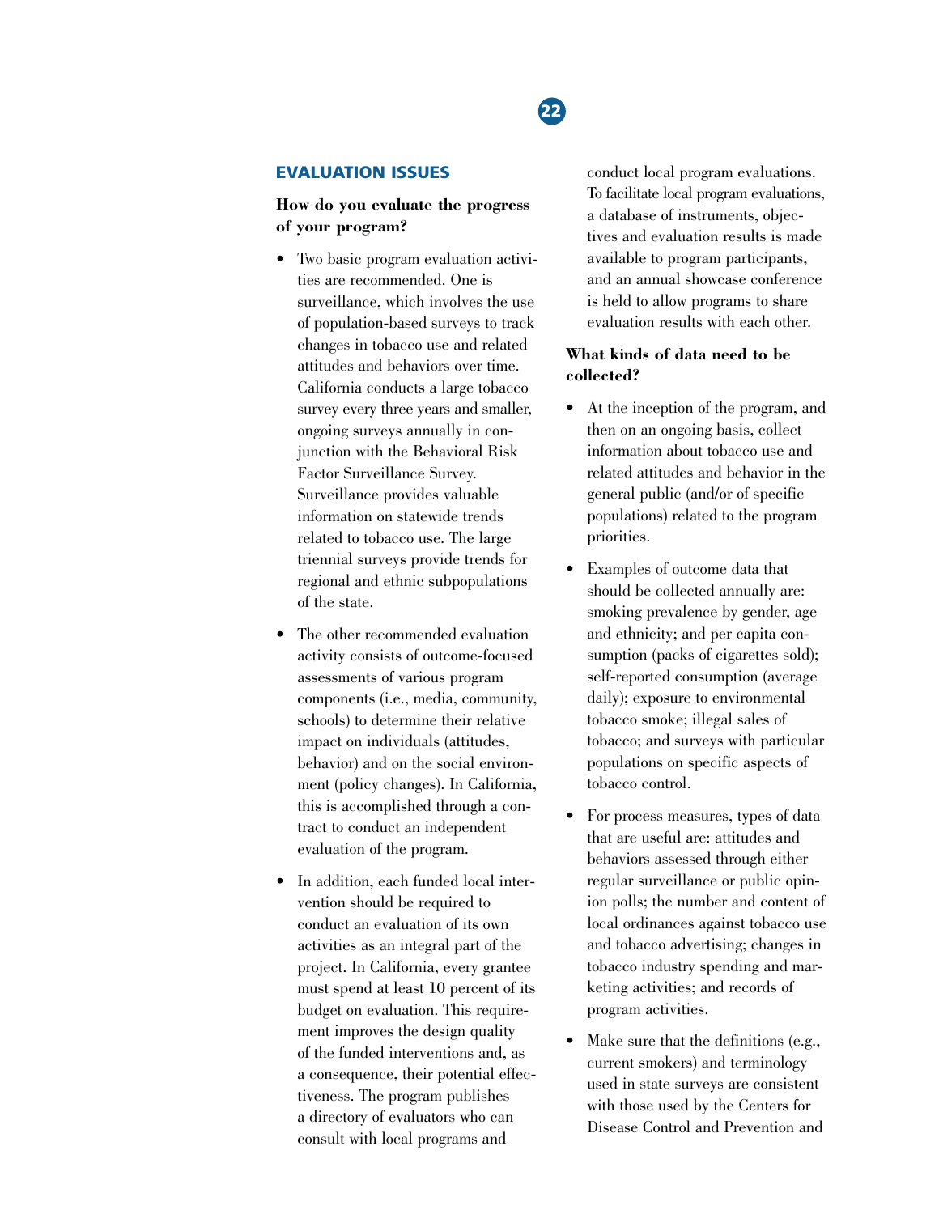## EVALUATION ISSUES

**How do you evaluate the progress of your program?**

- Two basic program evaluation activities are recommended. One is surveillance, which involves the use of population-based surveys to track changes in tobacco use and related attitudes and behaviors over time. California conducts a large tobacco survey every three years and smaller, ongoing surveys annually in conjunction with the Behavioral Risk Factor Surveillance Survey. Surveillance provides valuable information on statewide trends related to tobacco use. The large triennial surveys provide trends for regional and ethnic subpopulations of the state.
- The other recommended evaluation activity consists of outcome-focused assessments of various program components (i.e., media, community, schools) to determine their relative impact on individuals (attitudes, behavior) and on the social environment (policy changes). In California, this is accomplished through a contract to conduct an independent evaluation of the program.
- In addition, each funded local intervention should be required to conduct an evaluation of its own activities as an integral part of the project. In California, every grantee must spend at least 10 percent of its budget on evaluation. This requirement improves the design quality of the funded interventions and, as a consequence, their potential effectiveness. The program publishes a directory of evaluators who can consult with local programs and conduct local program evaluations. To facilitate local program evaluations, a database of instruments, objectives and evaluation results is made available to program participants, and an annual showcase conference is held to allow programs to share evaluation results with each other.

**What kinds of data need to be collected?**

- At the inception of the program, and then on an ongoing basis, collect information about tobacco use and related attitudes and behavior in the general public (and/or of specific populations) related to the program priorities.
- Examples of outcome data that should be collected annually are: smoking prevalence by gender, age and ethnicity; and per capita consumption (packs of cigarettes sold); self-reported consumption (average daily); exposure to environmental tobacco smoke; illegal sales of tobacco; and surveys with particular populations on specific aspects of tobacco control.
- For process measures, types of data that are useful are: attitudes and behaviors assessed through either regular surveillance or public opinion polls; the number and content of local ordinances against tobacco use and tobacco advertising; changes in tobacco industry spending and marketing activities; and records of program activities.
- Make sure that the definitions (e.g., current smokers) and terminology used in state surveys are consistent with those used by the Centers for Disease Control and Prevention and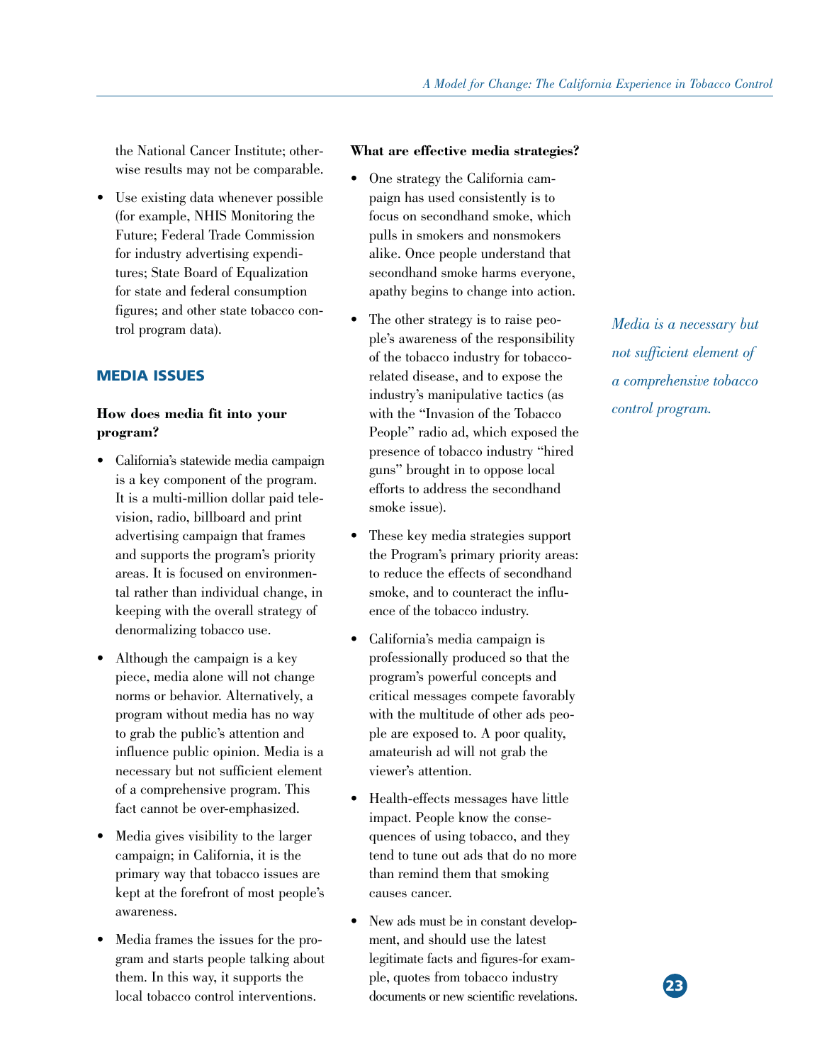the National Cancer Institute; otherwise results may not be comparable.

- Use existing data whenever possible (for example, NHIS Monitoring the Future; Federal Trade Commission for industry advertising expenditures; State Board of Equalization for state and federal consumption figures; and other state tobacco control program data).

## MEDIA ISSUES

### How does media fit into your program?

- California's statewide media campaign is a key component of the program. It is a multi-million dollar paid television, radio, billboard and print advertising campaign that frames and supports the program's priority areas. It is focused on environmental rather than individual change, in keeping with the overall strategy of denormalizing tobacco use.
- Although the campaign is a key piece, media alone will not change norms or behavior. Alternatively, a program without media has no way to grab the public's attention and influence public opinion. Media is a necessary but not sufficient element of a comprehensive program. This fact cannot be over-emphasized.
- Media gives visibility to the larger campaign; in California, it is the primary way that tobacco issues are kept at the forefront of most people's awareness.
- Media frames the issues for the program and starts people talking about them. In this way, it supports the local tobacco control interventions.

### What are effective media strategies?

- One strategy the California campaign has used consistently is to focus on secondhand smoke, which pulls in smokers and nonsmokers alike. Once people understand that secondhand smoke harms everyone, apathy begins to change into action.
- The other strategy is to raise people's awareness of the responsibility of the tobacco industry for tobacco-related disease, and to expose the industry's manipulative tactics (as with the "Invasion of the Tobacco People" radio ad, which exposed the presence of tobacco industry "hired guns" brought in to oppose local efforts to address the secondhand smoke issue).
- These key media strategies support the Program's primary priority areas: to reduce the effects of secondhand smoke, and to counteract the influence of the tobacco industry.
- California's media campaign is professionally produced so that the program's powerful concepts and critical messages compete favorably with the multitude of other ads people are exposed to. A poor quality, amateurish ad will not grab the viewer's attention.
- Health-effects messages have little impact. People know the consequences of using tobacco, and they tend to tune out ads that do no more than remind them that smoking causes cancer.
- New ads must be in constant development, and should use the latest legitimate facts and figures-for example, quotes from tobacco industry documents or new scientific revelations.

*Media is a necessary but not sufficient element of a comprehensive tobacco control program.*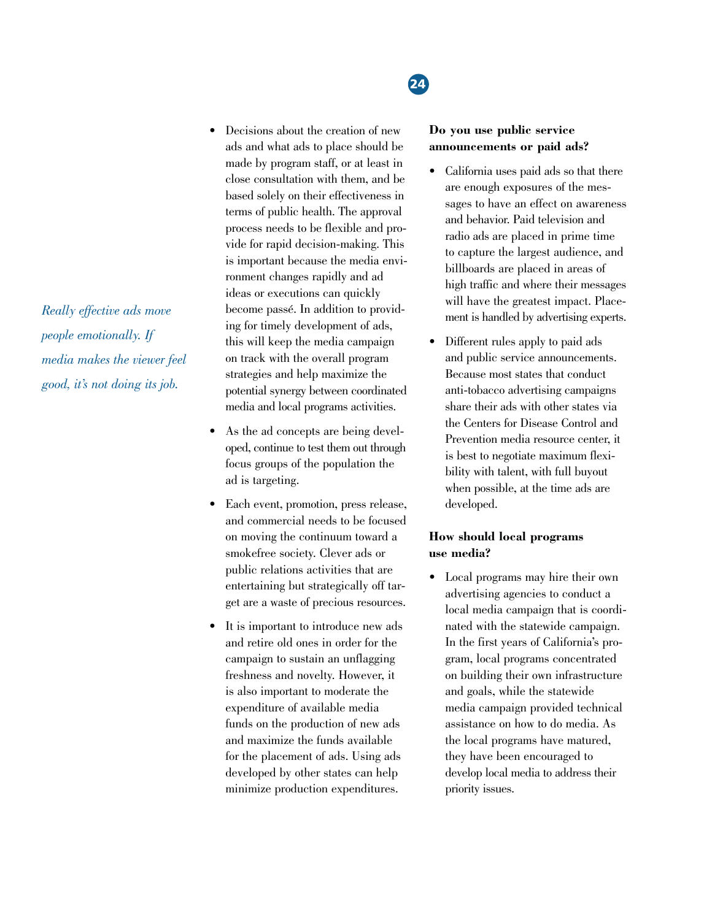*Really effective ads move people emotionally. If media makes the viewer feel good, it's not doing its job.*

- Decisions about the creation of new ads and what ads to place should be made by program staff, or at least in close consultation with them, and be based solely on their effectiveness in terms of public health. The approval process needs to be flexible and provide for rapid decision-making. This is important because the media environment changes rapidly and ad ideas or executions can quickly become passé. In addition to providing for timely development of ads, this will keep the media campaign on track with the overall program strategies and help maximize the potential synergy between coordinated media and local programs activities.
- As the ad concepts are being developed, continue to test them out through focus groups of the population the ad is targeting.
- Each event, promotion, press release, and commercial needs to be focused on moving the continuum toward a smokefree society. Clever ads or public relations activities that are entertaining but strategically off target are a waste of precious resources.
- It is important to introduce new ads and retire old ones in order for the campaign to sustain an unflagging freshness and novelty. However, it is also important to moderate the expenditure of available media funds on the production of new ads and maximize the funds available for the placement of ads. Using ads developed by other states can help minimize production expenditures.

**Do you use public service announcements or paid ads?**

- California uses paid ads so that there are enough exposures of the messages to have an effect on awareness and behavior. Paid television and radio ads are placed in prime time to capture the largest audience, and billboards are placed in areas of high traffic and where their messages will have the greatest impact. Placement is handled by advertising experts.
- Different rules apply to paid ads and public service announcements. Because most states that conduct anti-tobacco advertising campaigns share their ads with other states via the Centers for Disease Control and Prevention media resource center, it is best to negotiate maximum flexibility with talent, with full buyout when possible, at the time ads are developed.

**How should local programs use media?**

- Local programs may hire their own advertising agencies to conduct a local media campaign that is coordinated with the statewide campaign. In the first years of California's program, local programs concentrated on building their own infrastructure and goals, while the statewide media campaign provided technical assistance on how to do media. As the local programs have matured, they have been encouraged to develop local media to address their priority issues.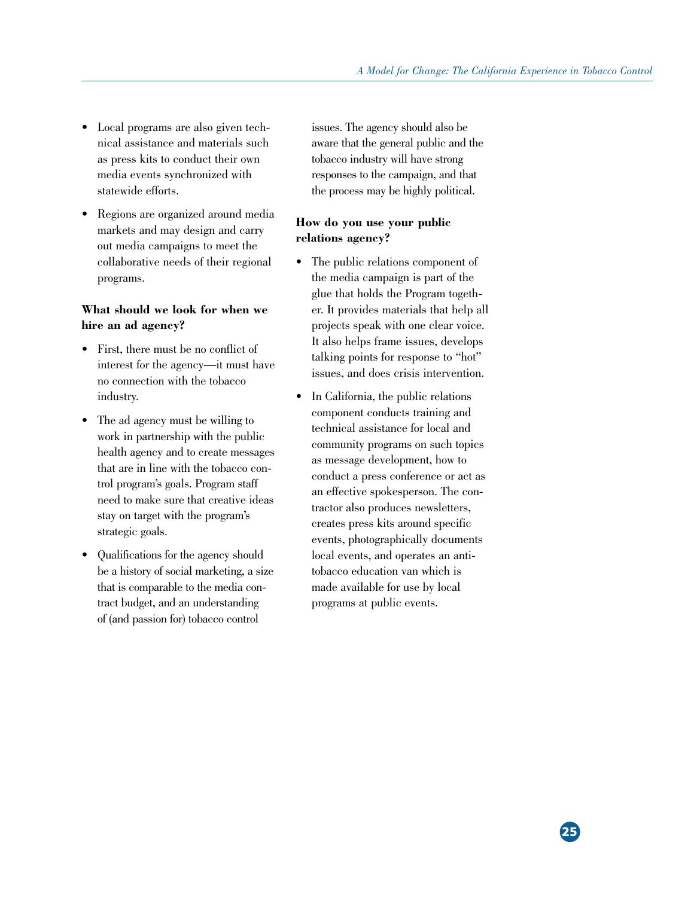- Local programs are also given technical assistance and materials such as press kits to conduct their own media events synchronized with statewide efforts.

- Regions are organized around media markets and may design and carry out media campaigns to meet the collaborative needs of their regional programs.

**What should we look for when we hire an ad agency?**

- First, there must be no conflict of interest for the agency—it must have no connection with the tobacco industry.

- The ad agency must be willing to work in partnership with the public health agency and to create messages that are in line with the tobacco control program's goals. Program staff need to make sure that creative ideas stay on target with the program's strategic goals.

- Qualifications for the agency should be a history of social marketing, a size that is comparable to the media contract budget, and an understanding of (and passion for) tobacco control issues. The agency should also be aware that the general public and the tobacco industry will have strong responses to the campaign, and that the process may be highly political.

**How do you use your public relations agency?**

- The public relations component of the media campaign is part of the glue that holds the Program together. It provides materials that help all projects speak with one clear voice. It also helps frame issues, develops talking points for response to "hot" issues, and does crisis intervention.

- In California, the public relations component conducts training and technical assistance for local and community programs on such topics as message development, how to conduct a press conference or act as an effective spokesperson. The contractor also produces newsletters, creates press kits around specific events, photographically documents local events, and operates an anti-tobacco education van which is made available for use by local programs at public events.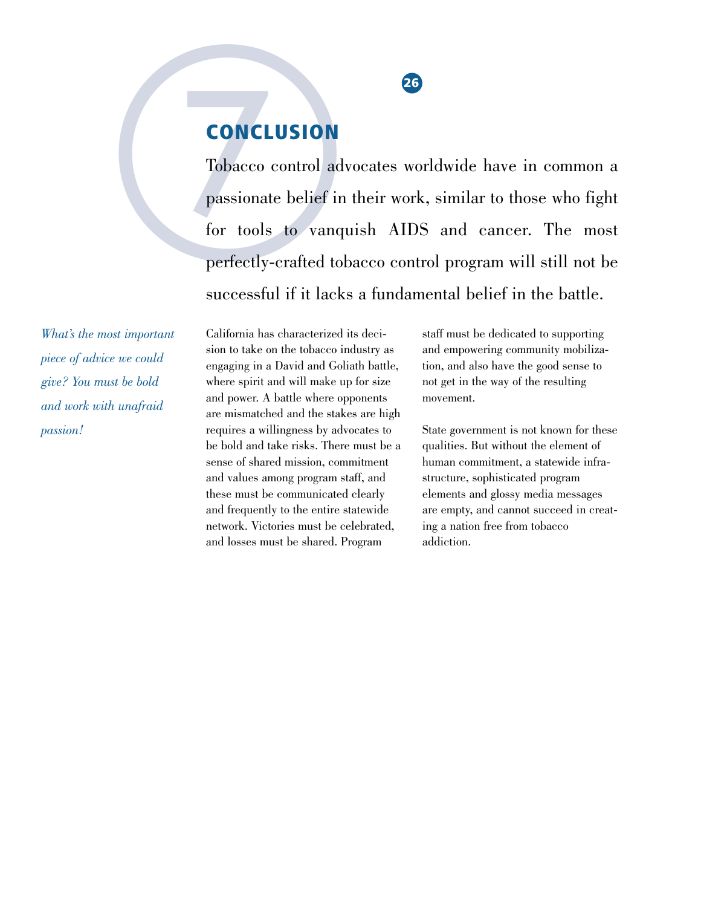# 7 CONCLUSION

Tobacco control advocates worldwide have in common a passionate belief in their work, similar to those who fight for tools to vanquish AIDS and cancer. The most perfectly-crafted tobacco control program will still not be successful if it lacks a fundamental belief in the battle.

*What's the most important piece of advice we could give? You must be bold and work with unafraid passion!*

California has characterized its decision to take on the tobacco industry as engaging in a David and Goliath battle, where spirit and will make up for size and power. A battle where opponents are mismatched and the stakes are high requires a willingness by advocates to be bold and take risks. There must be a sense of shared mission, commitment and values among program staff, and these must be communicated clearly and frequently to the entire statewide network. Victories must be celebrated, and losses must be shared. Program staff must be dedicated to supporting and empowering community mobilization, and also have the good sense to not get in the way of the resulting movement.

State government is not known for these qualities. But without the element of human commitment, a statewide infrastructure, sophisticated program elements and glossy media messages are empty, and cannot succeed in creating a nation free from tobacco addiction.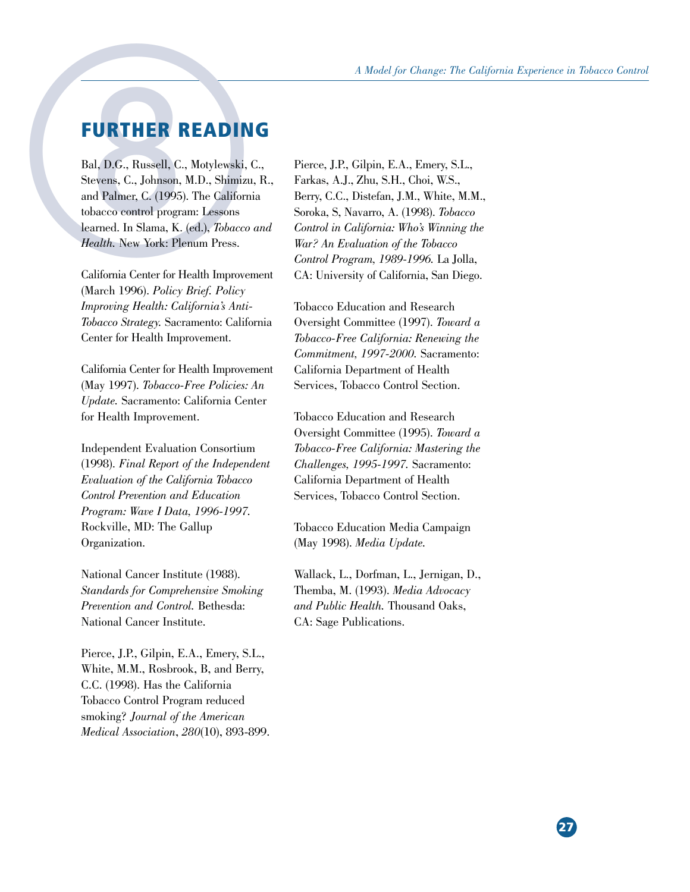# FURTHER READING

Bal, D.G., Russell, C., Motylewski, C., Stevens, C., Johnson, M.D., Shimizu, R., and Palmer, C. (1995). The California tobacco control program: Lessons learned. In Slama, K. (ed.), *Tobacco and Health*. New York: Plenum Press.

California Center for Health Improvement (March 1996). *Policy Brief. Policy Improving Health: California's Anti-Tobacco Strategy.* Sacramento: California Center for Health Improvement.

California Center for Health Improvement (May 1997). *Tobacco-Free Policies: An Update.* Sacramento: California Center for Health Improvement.

Independent Evaluation Consortium (1998). *Final Report of the Independent Evaluation of the California Tobacco Control Prevention and Education Program: Wave I Data, 1996-1997.* Rockville, MD: The Gallup Organization.

National Cancer Institute (1988). *Standards for Comprehensive Smoking Prevention and Control.* Bethesda: National Cancer Institute.

Pierce, J.P., Gilpin, E.A., Emery, S.L., White, M.M., Rosbrook, B, and Berry, C.C. (1998). Has the California Tobacco Control Program reduced smoking? *Journal of the American Medical Association*, *280*(10), 893-899.

Pierce, J.P., Gilpin, E.A., Emery, S.L., Farkas, A.J., Zhu, S.H., Choi, W.S., Berry, C.C., Distefan, J.M., White, M.M., Soroka, S, Navarro, A. (1998). *Tobacco Control in California: Who's Winning the War? An Evaluation of the Tobacco Control Program, 1989-1996.* La Jolla, CA: University of California, San Diego.

Tobacco Education and Research Oversight Committee (1997). *Toward a Tobacco-Free California: Renewing the Commitment, 1997-2000.* Sacramento: California Department of Health Services, Tobacco Control Section.

Tobacco Education and Research Oversight Committee (1995). *Toward a Tobacco-Free California: Mastering the Challenges, 1995-1997.* Sacramento: California Department of Health Services, Tobacco Control Section.

Tobacco Education Media Campaign (May 1998). *Media Update.*

Wallack, L., Dorfman, L., Jernigan, D., Themba, M. (1993). *Media Advocacy and Public Health.* Thousand Oaks, CA: Sage Publications.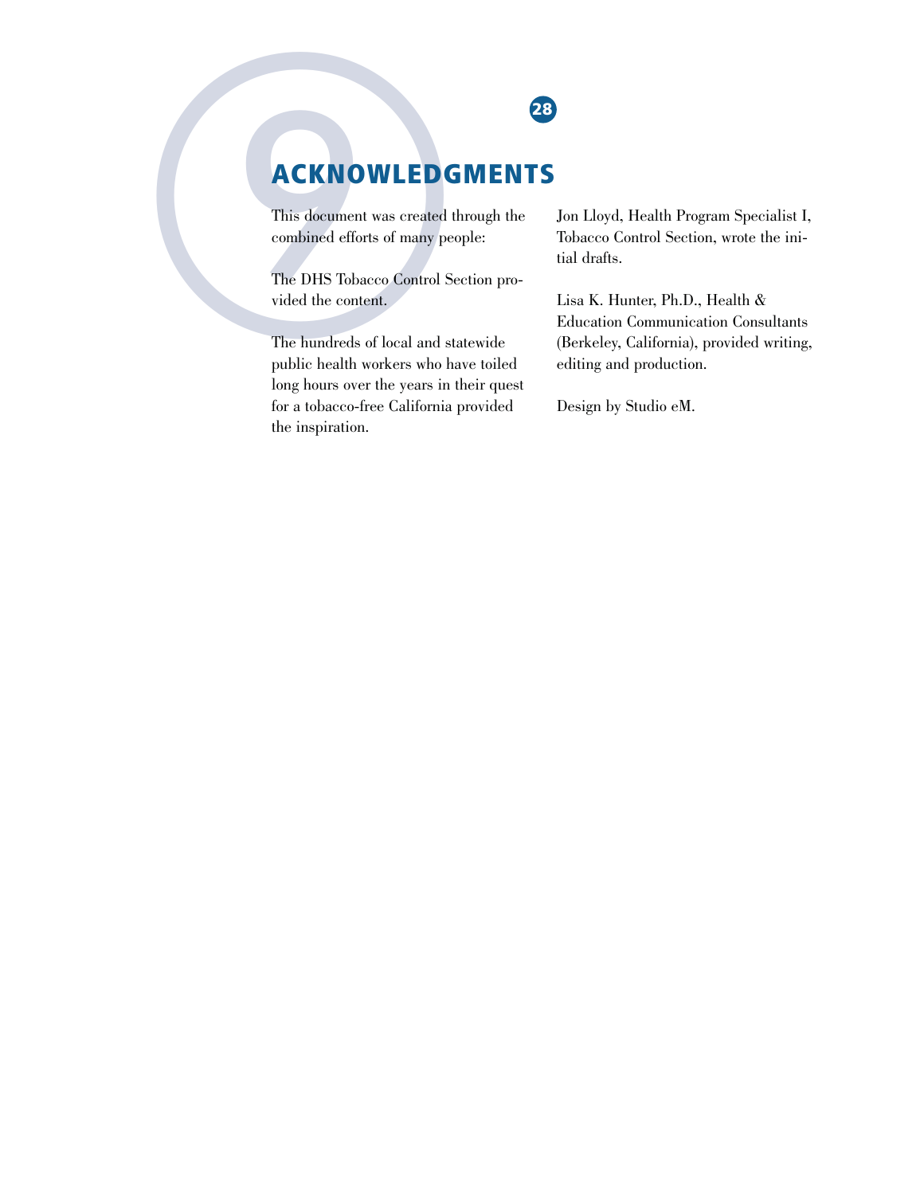# ACKNOWLEDGMENTS

This document was created through the combined efforts of many people:

The DHS Tobacco Control Section provided the content.

The hundreds of local and statewide public health workers who have toiled long hours over the years in their quest for a tobacco-free California provided the inspiration.

Jon Lloyd, Health Program Specialist I, Tobacco Control Section, wrote the initial drafts.

Lisa K. Hunter, Ph.D., Health & Education Communication Consultants (Berkeley, California), provided writing, editing and production.

Design by Studio eM.